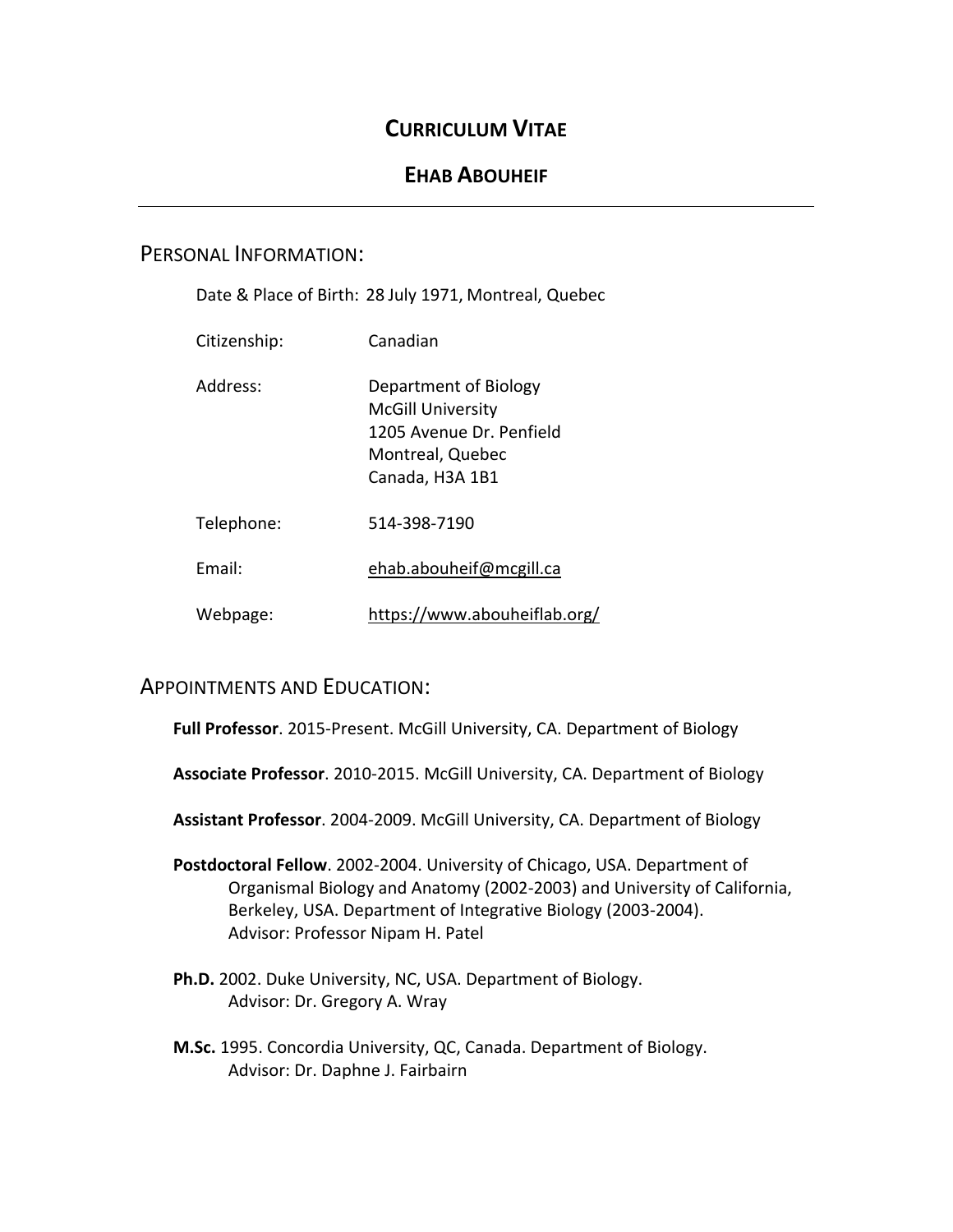# CURRICULUM VITAE

## EHAB ABOUHEIF

---

## PERSONAL INFORMATION:

Date & Place of Birth: 28 July 1971, Montreal, Quebec

Citizenship: Canadian

Address: Department of Biology
McGill University
1205 Avenue Dr. Penfield
Montreal, Quebec
Canada, H3A 1B1

Telephone: 514-398-7190

Email: ehab.abouheif@mcgill.ca

Webpage: https://www.abouheiflab.org/

## APPOINTMENTS AND EDUCATION:

**Full Professor**. 2015-Present. McGill University, CA. Department of Biology

**Associate Professor**. 2010-2015. McGill University, CA. Department of Biology

**Assistant Professor**. 2004-2009. McGill University, CA. Department of Biology

**Postdoctoral Fellow**. 2002-2004. University of Chicago, USA. Department of Organismal Biology and Anatomy (2002-2003) and University of California, Berkeley, USA. Department of Integrative Biology (2003-2004).
Advisor: Professor Nipam H. Patel

**Ph.D.** 2002. Duke University, NC, USA. Department of Biology.
Advisor: Dr. Gregory A. Wray

**M.Sc.** 1995. Concordia University, QC, Canada. Department of Biology.
Advisor: Dr. Daphne J. Fairbairn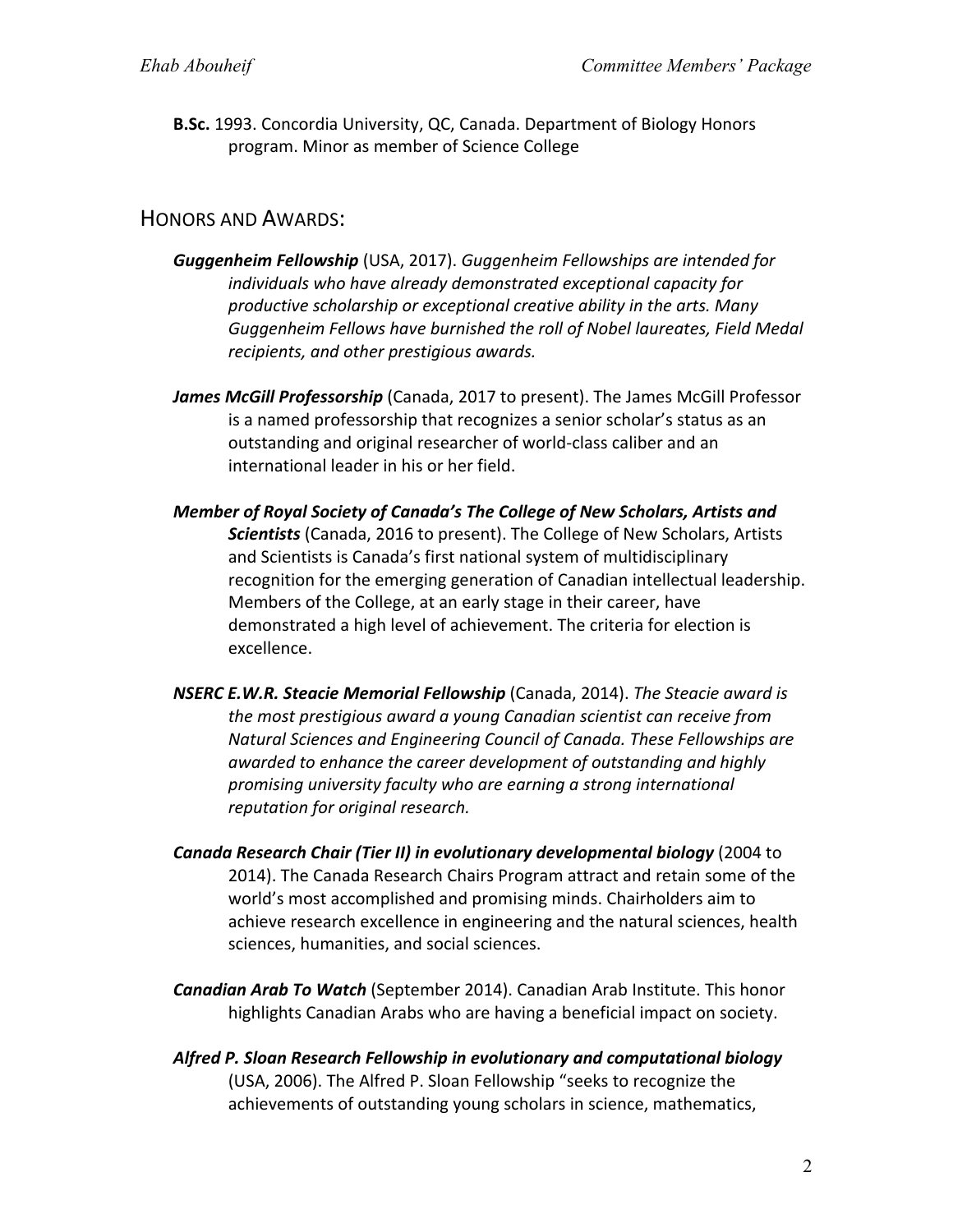**B.Sc.** 1993. Concordia University, QC, Canada. Department of Biology Honors program. Minor as member of Science College

## Honors and Awards:

***Guggenheim Fellowship*** (USA, 2017). *Guggenheim Fellowships are intended for individuals who have already demonstrated exceptional capacity for productive scholarship or exceptional creative ability in the arts. Many Guggenheim Fellows have burnished the roll of Nobel laureates, Field Medal recipients, and other prestigious awards.*

***James McGill Professorship*** (Canada, 2017 to present). The James McGill Professor is a named professorship that recognizes a senior scholar's status as an outstanding and original researcher of world-class caliber and an international leader in his or her field.

***Member of Royal Society of Canada's The College of New Scholars, Artists and Scientists*** (Canada, 2016 to present). The College of New Scholars, Artists and Scientists is Canada's first national system of multidisciplinary recognition for the emerging generation of Canadian intellectual leadership. Members of the College, at an early stage in their career, have demonstrated a high level of achievement. The criteria for election is excellence.

***NSERC E.W.R. Steacie Memorial Fellowship*** (Canada, 2014). *The Steacie award is the most prestigious award a young Canadian scientist can receive from Natural Sciences and Engineering Council of Canada. These Fellowships are awarded to enhance the career development of outstanding and highly promising university faculty who are earning a strong international reputation for original research.*

***Canada Research Chair (Tier II) in evolutionary developmental biology*** (2004 to 2014). The Canada Research Chairs Program attract and retain some of the world's most accomplished and promising minds. Chairholders aim to achieve research excellence in engineering and the natural sciences, health sciences, humanities, and social sciences.

***Canadian Arab To Watch*** (September 2014). Canadian Arab Institute. This honor highlights Canadian Arabs who are having a beneficial impact on society.

***Alfred P. Sloan Research Fellowship in evolutionary and computational biology*** (USA, 2006). The Alfred P. Sloan Fellowship "seeks to recognize the achievements of outstanding young scholars in science, mathematics,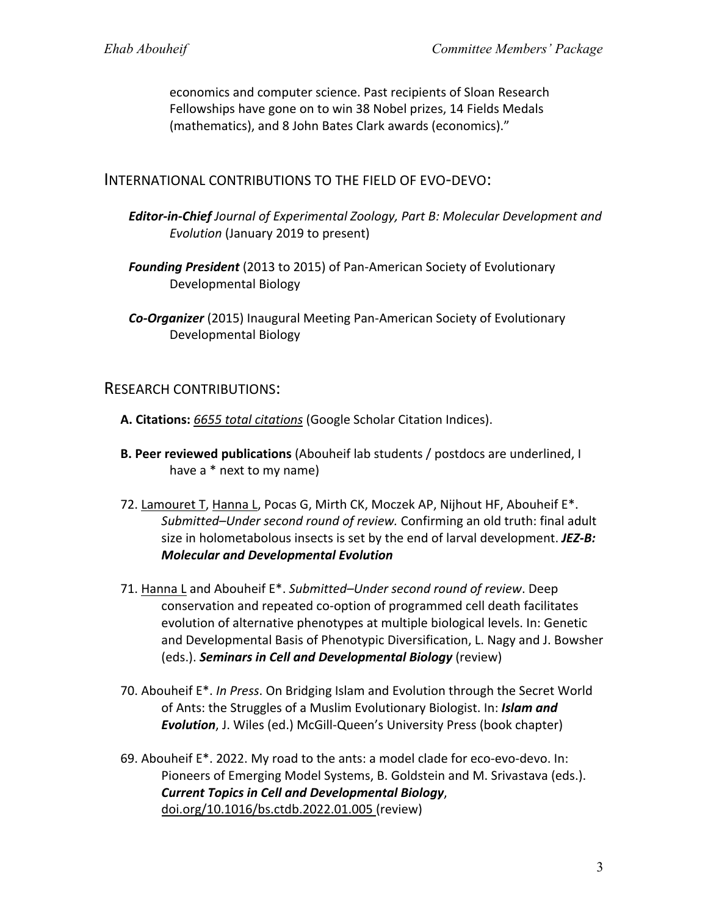economics and computer science. Past recipients of Sloan Research Fellowships have gone on to win 38 Nobel prizes, 14 Fields Medals (mathematics), and 8 John Bates Clark awards (economics)."

## INTERNATIONAL CONTRIBUTIONS TO THE FIELD OF EVO-DEVO:

***Editor-in-Chief*** *Journal of Experimental Zoology, Part B: Molecular Development and Evolution* (January 2019 to present)

***Founding President*** (2013 to 2015) of Pan-American Society of Evolutionary Developmental Biology

***Co-Organizer*** (2015) Inaugural Meeting Pan-American Society of Evolutionary Developmental Biology

## RESEARCH CONTRIBUTIONS:

**A. Citations:** *6655 total citations* (Google Scholar Citation Indices).

**B. Peer reviewed publications** (Abouheif lab students / postdocs are underlined, I have a * next to my name)

72. Lamouret T, Hanna L, Pocas G, Mirth CK, Moczek AP, Nijhout HF, Abouheif E*. *Submitted–Under second round of review.* Confirming an old truth: final adult size in holometabolous insects is set by the end of larval development. ***JEZ-B: Molecular and Developmental Evolution***

71. Hanna L and Abouheif E*. *Submitted–Under second round of review*. Deep conservation and repeated co-option of programmed cell death facilitates evolution of alternative phenotypes at multiple biological levels. In: Genetic and Developmental Basis of Phenotypic Diversification, L. Nagy and J. Bowsher (eds.). ***Seminars in Cell and Developmental Biology*** (review)

70. Abouheif E*. *In Press*. On Bridging Islam and Evolution through the Secret World of Ants: the Struggles of a Muslim Evolutionary Biologist. In: ***Islam and Evolution***, J. Wiles (ed.) McGill-Queen's University Press (book chapter)

69. Abouheif E*. 2022. My road to the ants: a model clade for eco-evo-devo. In: Pioneers of Emerging Model Systems, B. Goldstein and M. Srivastava (eds.). ***Current Topics in Cell and Developmental Biology***, doi.org/10.1016/bs.ctdb.2022.01.005 (review)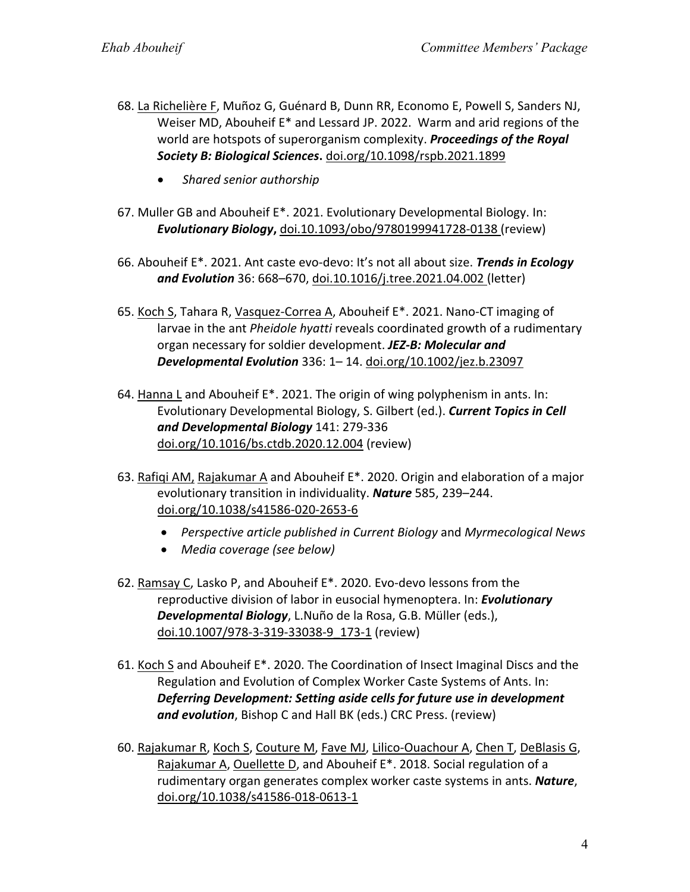68. <u>La Richelière F</u>, Muñoz G, Guénard B, Dunn RR, Economo E, Powell S, Sanders NJ, Weiser MD, Abouheif E* and Lessard JP. 2022. Warm and arid regions of the world are hotspots of superorganism complexity. ***Proceedings of the Royal Society B: Biological Sciences*****.** doi.org/10.1098/rspb.2021.1899

    - *Shared senior authorship*

67. Muller GB and Abouheif E*. 2021. Evolutionary Developmental Biology. In: ***Evolutionary Biology*****,** doi.10.1093/obo/9780199941728-0138 (review)

66. Abouheif E*. 2021. Ant caste evo-devo: It's not all about size. ***Trends in Ecology and Evolution*** 36: 668–670, doi.10.1016/j.tree.2021.04.002 (letter)

65. <u>Koch S</u>, Tahara R, <u>Vasquez-Correa A</u>, Abouheif E*. 2021. Nano-CT imaging of larvae in the ant *Pheidole hyatti* reveals coordinated growth of a rudimentary organ necessary for soldier development. ***JEZ-B: Molecular and Developmental Evolution*** 336: 1– 14. doi.org/10.1002/jez.b.23097

64. <u>Hanna L</u> and Abouheif E*. 2021. The origin of wing polyphenism in ants. In: Evolutionary Developmental Biology, S. Gilbert (ed.). ***Current Topics in Cell and Developmental Biology*** 141: 279-336 doi.org/10.1016/bs.ctdb.2020.12.004 (review)

63. <u>Rafiqi AM</u>, <u>Rajakumar A</u> and Abouheif E*. 2020. Origin and elaboration of a major evolutionary transition in individuality. ***Nature*** 585, 239–244. doi.org/10.1038/s41586-020-2653-6

    - *Perspective article published in Current Biology* and *Myrmecological News*
    - *Media coverage (see below)*

62. <u>Ramsay C</u>, Lasko P, and Abouheif E*. 2020. Evo-devo lessons from the reproductive division of labor in eusocial hymenoptera. In: ***Evolutionary Developmental Biology***, L.Nuño de la Rosa, G.B. Müller (eds.), doi.10.1007/978-3-319-33038-9_173-1 (review)

61. <u>Koch S</u> and Abouheif E*. 2020. The Coordination of Insect Imaginal Discs and the Regulation and Evolution of Complex Worker Caste Systems of Ants. In: ***Deferring Development: Setting aside cells for future use in development and evolution***, Bishop C and Hall BK (eds.) CRC Press. (review)

60. <u>Rajakumar R</u>, <u>Koch S</u>, <u>Couture M</u>, <u>Fave MJ</u>, <u>Lilico-Ouachour A</u>, <u>Chen T</u>, <u>DeBlasis G</u>, <u>Rajakumar A</u>, <u>Ouellette D</u>, and Abouheif E*. 2018. Social regulation of a rudimentary organ generates complex worker caste systems in ants. ***Nature***, doi.org/10.1038/s41586-018-0613-1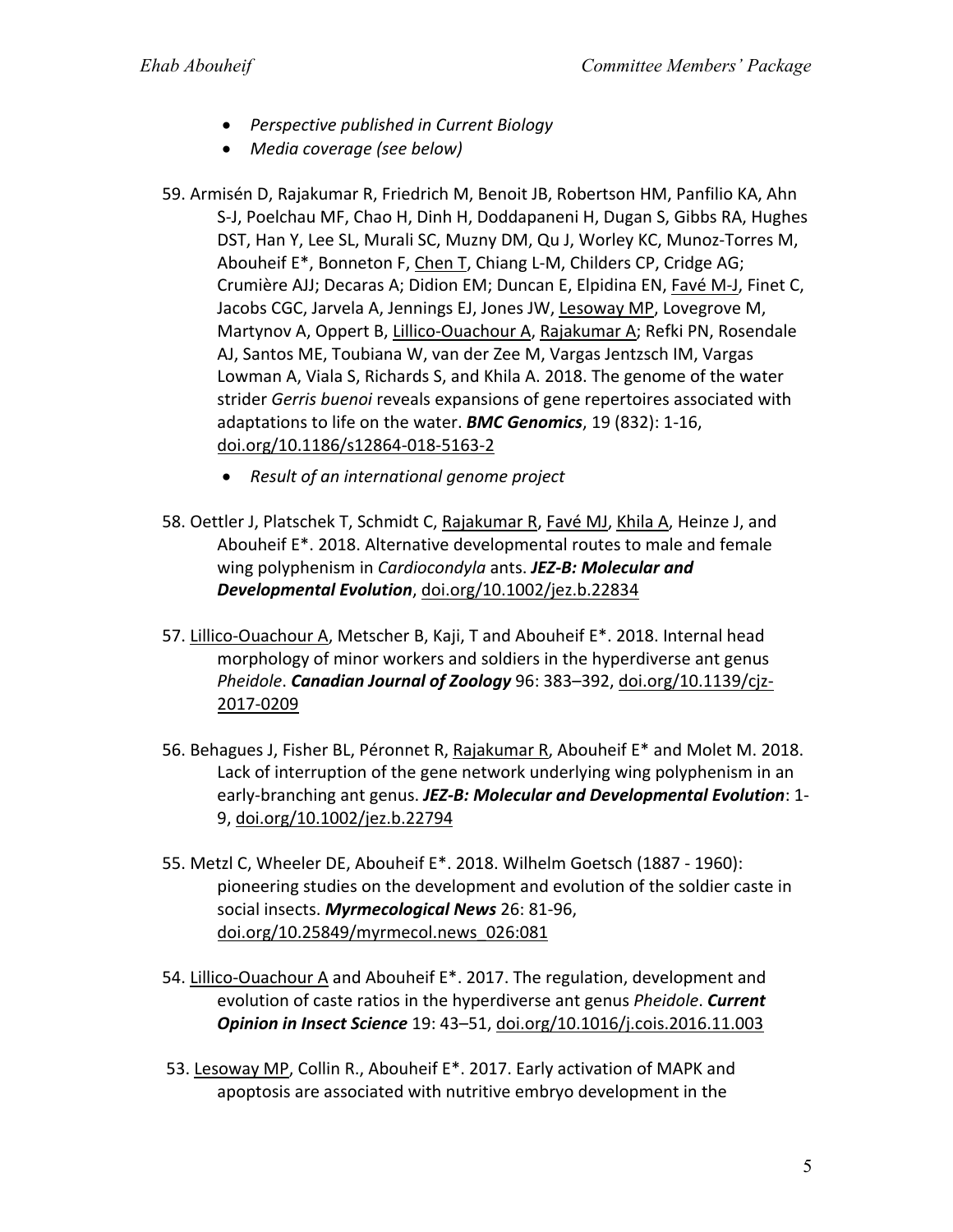- *Perspective published in Current Biology*
- *Media coverage (see below)*

59. Armisén D, Rajakumar R, Friedrich M, Benoit JB, Robertson HM, Panfilio KA, Ahn S-J, Poelchau MF, Chao H, Dinh H, Doddapaneni H, Dugan S, Gibbs RA, Hughes DST, Han Y, Lee SL, Murali SC, Muzny DM, Qu J, Worley KC, Munoz-Torres M, Abouheif E*, Bonneton F, Chen T, Chiang L-M, Childers CP, Cridge AG; Crumière AJJ; Decaras A; Didion EM; Duncan E, Elpidina EN, Favé M-J, Finet C, Jacobs CGC, Jarvela A, Jennings EJ, Jones JW, Lesoway MP, Lovegrove M, Martynov A, Oppert B, Lillico-Ouachour A, Rajakumar A; Refki PN, Rosendale AJ, Santos ME, Toubiana W, van der Zee M, Vargas Jentzsch IM, Vargas Lowman A, Viala S, Richards S, and Khila A. 2018. The genome of the water strider *Gerris buenoi* reveals expansions of gene repertoires associated with adaptations to life on the water. ***BMC Genomics***, 19 (832): 1-16, doi.org/10.1186/s12864-018-5163-2
    - *Result of an international genome project*

58. Oettler J, Platschek T, Schmidt C, Rajakumar R, Favé MJ, Khila A, Heinze J, and Abouheif E*. 2018. Alternative developmental routes to male and female wing polyphenism in *Cardiocondyla* ants. ***JEZ-B: Molecular and Developmental Evolution***, doi.org/10.1002/jez.b.22834

57. Lillico-Ouachour A, Metscher B, Kaji, T and Abouheif E*. 2018. Internal head morphology of minor workers and soldiers in the hyperdiverse ant genus *Pheidole*. ***Canadian Journal of Zoology*** 96: 383–392, doi.org/10.1139/cjz-2017-0209

56. Behagues J, Fisher BL, Péronnet R, Rajakumar R, Abouheif E* and Molet M. 2018. Lack of interruption of the gene network underlying wing polyphenism in an early-branching ant genus. ***JEZ-B: Molecular and Developmental Evolution***: 1-9, doi.org/10.1002/jez.b.22794

55. Metzl C, Wheeler DE, Abouheif E*. 2018. Wilhelm Goetsch (1887 - 1960): pioneering studies on the development and evolution of the soldier caste in social insects. ***Myrmecological News*** 26: 81-96, doi.org/10.25849/myrmecol.news_026:081

54. Lillico-Ouachour A and Abouheif E*. 2017. The regulation, development and evolution of caste ratios in the hyperdiverse ant genus *Pheidole*. ***Current Opinion in Insect Science*** 19: 43–51, doi.org/10.1016/j.cois.2016.11.003

53. Lesoway MP, Collin R., Abouheif E*. 2017. Early activation of MAPK and apoptosis are associated with nutritive embryo development in the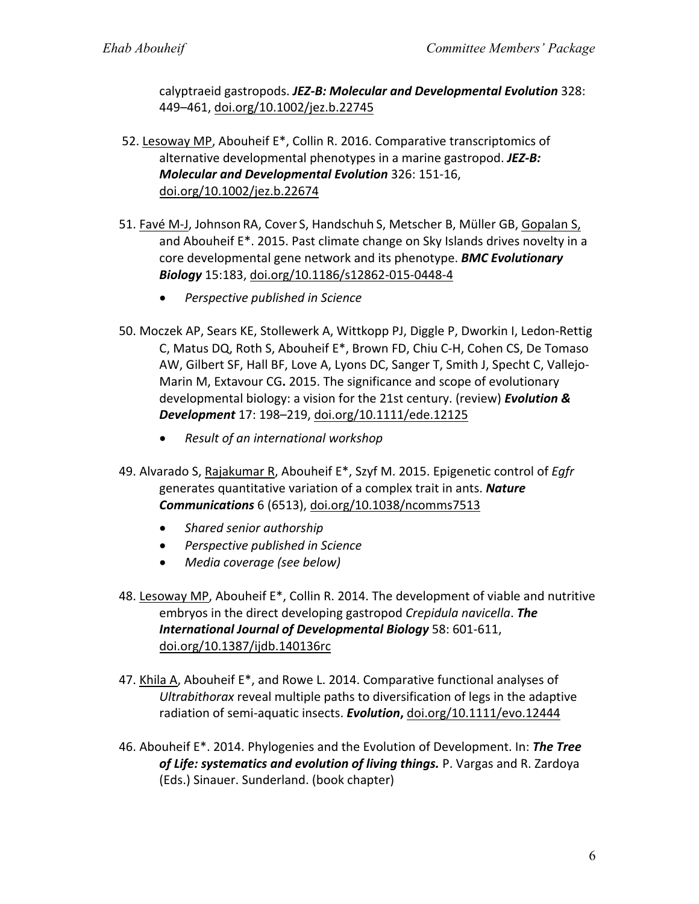calyptraeid gastropods. ***JEZ-B: Molecular and Developmental Evolution*** 328: 449–461, doi.org/10.1002/jez.b.22745

52. Lesoway MP, Abouheif E*, Collin R. 2016. Comparative transcriptomics of alternative developmental phenotypes in a marine gastropod. ***JEZ-B: Molecular and Developmental Evolution*** 326: 151-16, doi.org/10.1002/jez.b.22674

51. Favé M-J, Johnson RA, Cover S, Handschuh S, Metscher B, Müller GB, Gopalan S, and Abouheif E*. 2015. Past climate change on Sky Islands drives novelty in a core developmental gene network and its phenotype. ***BMC Evolutionary Biology*** 15:183, doi.org/10.1186/s12862-015-0448-4
    - *Perspective published in Science*

50. Moczek AP, Sears KE, Stollewerk A, Wittkopp PJ, Diggle P, Dworkin I, Ledon-Rettig C, Matus DQ, Roth S, Abouheif E*, Brown FD, Chiu C-H, Cohen CS, De Tomaso AW, Gilbert SF, Hall BF, Love A, Lyons DC, Sanger T, Smith J, Specht C, Vallejo-Marin M, Extavour CG**.** 2015. The significance and scope of evolutionary developmental biology: a vision for the 21st century. (review) ***Evolution & Development*** 17: 198–219, doi.org/10.1111/ede.12125
    - *Result of an international workshop*

49. Alvarado S, Rajakumar R, Abouheif E*, Szyf M. 2015. Epigenetic control of *Egfr* generates quantitative variation of a complex trait in ants. ***Nature Communications*** 6 (6513), doi.org/10.1038/ncomms7513
    - *Shared senior authorship*
    - *Perspective published in Science*
    - *Media coverage (see below)*

48. Lesoway MP, Abouheif E*, Collin R. 2014. The development of viable and nutritive embryos in the direct developing gastropod *Crepidula navicella*. ***The International Journal of Developmental Biology*** 58: 601-611, doi.org/10.1387/ijdb.140136rc

47. Khila A, Abouheif E*, and Rowe L. 2014. Comparative functional analyses of *Ultrabithorax* reveal multiple paths to diversification of legs in the adaptive radiation of semi-aquatic insects. ***Evolution*****,** doi.org/10.1111/evo.12444

46. Abouheif E*. 2014. Phylogenies and the Evolution of Development. In: ***The Tree of Life: systematics and evolution of living things.*** P. Vargas and R. Zardoya (Eds.) Sinauer. Sunderland. (book chapter)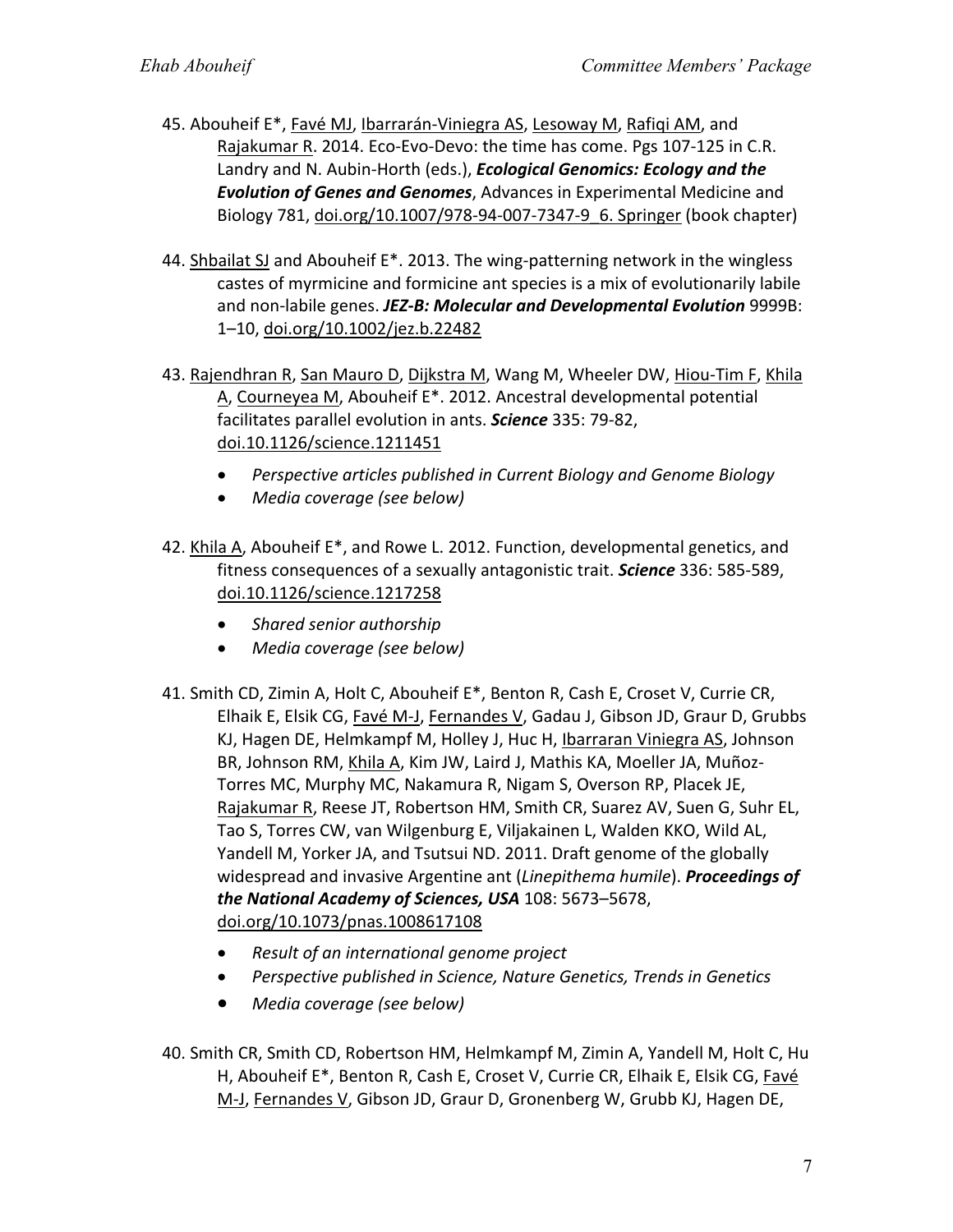45. Abouheif E*, <u>Favé MJ</u>, <u>Ibarrarán-Viniegra AS</u>, <u>Lesoway M</u>, <u>Rafiqi AM</u>, and <u>Rajakumar R</u>. 2014. Eco-Evo-Devo: the time has come. Pgs 107-125 in C.R. Landry and N. Aubin-Horth (eds.), ***Ecological Genomics: Ecology and the Evolution of Genes and Genomes***, Advances in Experimental Medicine and Biology 781, <u>doi.org/10.1007/978-94-007-7347-9_6. Springer</u> (book chapter)

44. <u>Shbailat SJ</u> and Abouheif E*. 2013. The wing-patterning network in the wingless castes of myrmicine and formicine ant species is a mix of evolutionarily labile and non-labile genes. ***JEZ-B: Molecular and Developmental Evolution*** 9999B: 1–10, <u>doi.org/10.1002/jez.b.22482</u>

43. <u>Rajendhran R</u>, <u>San Mauro D</u>, <u>Dijkstra M</u>, Wang M, Wheeler DW, <u>Hiou-Tim F</u>, <u>Khila A</u>, <u>Courneyea M</u>, Abouheif E*. 2012. Ancestral developmental potential facilitates parallel evolution in ants. ***Science*** 335: 79-82, <u>doi.10.1126/science.1211451</u>

- *Perspective articles published in Current Biology and Genome Biology*
- *Media coverage (see below)*

42. <u>Khila A</u>, Abouheif E*, and Rowe L. 2012. Function, developmental genetics, and fitness consequences of a sexually antagonistic trait. ***Science*** 336: 585-589, <u>doi.10.1126/science.1217258</u>

- *Shared senior authorship*
- *Media coverage (see below)*

41. Smith CD, Zimin A, Holt C, Abouheif E*, Benton R, Cash E, Croset V, Currie CR, Elhaik E, Elsik CG, <u>Favé M-J</u>, <u>Fernandes V</u>, Gadau J, Gibson JD, Graur D, Grubbs KJ, Hagen DE, Helmkampf M, Holley J, Huc H, <u>Ibarraran Viniegra AS</u>, Johnson BR, Johnson RM, <u>Khila A</u>, Kim JW, Laird J, Mathis KA, Moeller JA, Muñoz-Torres MC, Murphy MC, Nakamura R, Nigam S, Overson RP, Placek JE, <u>Rajakumar R</u>, Reese JT, Robertson HM, Smith CR, Suarez AV, Suen G, Suhr EL, Tao S, Torres CW, van Wilgenburg E, Viljakainen L, Walden KKO, Wild AL, Yandell M, Yorker JA, and Tsutsui ND. 2011. Draft genome of the globally widespread and invasive Argentine ant (*Linepithema humile*). ***Proceedings of the National Academy of Sciences, USA*** 108: 5673–5678, <u>doi.org/10.1073/pnas.1008617108</u>

- *Result of an international genome project*
- *Perspective published in Science, Nature Genetics, Trends in Genetics*
- *Media coverage (see below)*

40. Smith CR, Smith CD, Robertson HM, Helmkampf M, Zimin A, Yandell M, Holt C, Hu H, Abouheif E*, Benton R, Cash E, Croset V, Currie CR, Elhaik E, Elsik CG, <u>Favé M-J</u>, <u>Fernandes V</u>, Gibson JD, Graur D, Gronenberg W, Grubb KJ, Hagen DE,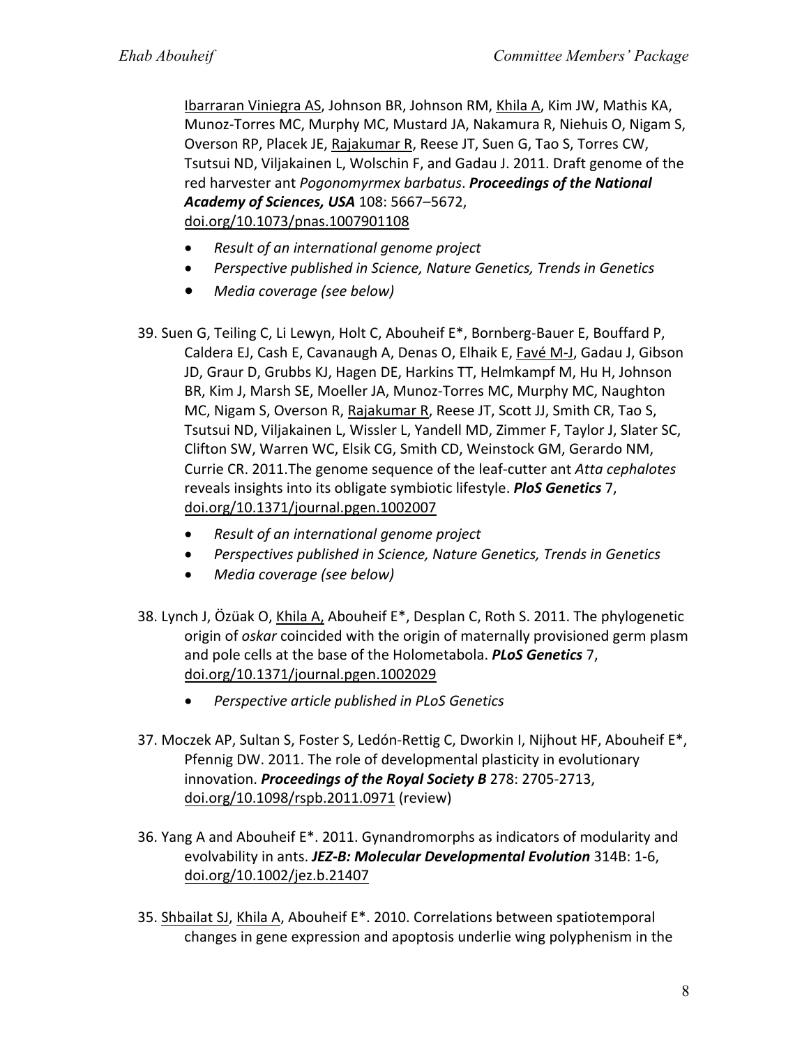<u>Ibarraran Viniegra AS</u>, Johnson BR, Johnson RM, <u>Khila A</u>, Kim JW, Mathis KA, Munoz-Torres MC, Murphy MC, Mustard JA, Nakamura R, Niehuis O, Nigam S, Overson RP, Placek JE, <u>Rajakumar R</u>, Reese JT, Suen G, Tao S, Torres CW, Tsutsui ND, Viljakainen L, Wolschin F, and Gadau J. 2011. Draft genome of the red harvester ant *Pogonomyrmex barbatus*. ***Proceedings of the National Academy of Sciences, USA*** 108: 5667–5672, <u>doi.org/10.1073/pnas.1007901108</u>

- *Result of an international genome project*
- *Perspective published in Science, Nature Genetics, Trends in Genetics*
- *Media coverage (see below)*

39. Suen G, Teiling C, Li Lewyn, Holt C, Abouheif E*, Bornberg-Bauer E, Bouffard P, Caldera EJ, Cash E, Cavanaugh A, Denas O, Elhaik E, <u>Favé M-J</u>, Gadau J, Gibson JD, Graur D, Grubbs KJ, Hagen DE, Harkins TT, Helmkampf M, Hu H, Johnson BR, Kim J, Marsh SE, Moeller JA, Munoz-Torres MC, Murphy MC, Naughton MC, Nigam S, Overson R, <u>Rajakumar R</u>, Reese JT, Scott JJ, Smith CR, Tao S, Tsutsui ND, Viljakainen L, Wissler L, Yandell MD, Zimmer F, Taylor J, Slater SC, Clifton SW, Warren WC, Elsik CG, Smith CD, Weinstock GM, Gerardo NM, Currie CR. 2011.The genome sequence of the leaf-cutter ant *Atta cephalotes* reveals insights into its obligate symbiotic lifestyle. ***PloS Genetics*** 7, <u>doi.org/10.1371/journal.pgen.1002007</u>

    - *Result of an international genome project*
    - *Perspectives published in Science, Nature Genetics, Trends in Genetics*
    - *Media coverage (see below)*

38. Lynch J, Özüak O, <u>Khila A,</u> Abouheif E*, Desplan C, Roth S. 2011. The phylogenetic origin of *oskar* coincided with the origin of maternally provisioned germ plasm and pole cells at the base of the Holometabola. ***PLoS Genetics*** 7, <u>doi.org/10.1371/journal.pgen.1002029</u>

    - *Perspective article published in PLoS Genetics*

37. Moczek AP, Sultan S, Foster S, Ledón-Rettig C, Dworkin I, Nijhout HF, Abouheif E*, Pfennig DW. 2011. The role of developmental plasticity in evolutionary innovation. ***Proceedings of the Royal Society B*** 278: 2705-2713, <u>doi.org/10.1098/rspb.2011.0971</u> (review)

36. Yang A and Abouheif E*. 2011. Gynandromorphs as indicators of modularity and evolvability in ants. ***JEZ-B: Molecular Developmental Evolution*** 314B: 1-6, <u>doi.org/10.1002/jez.b.21407</u>

35. <u>Shbailat SJ</u>, <u>Khila A</u>, Abouheif E*. 2010. Correlations between spatiotemporal changes in gene expression and apoptosis underlie wing polyphenism in the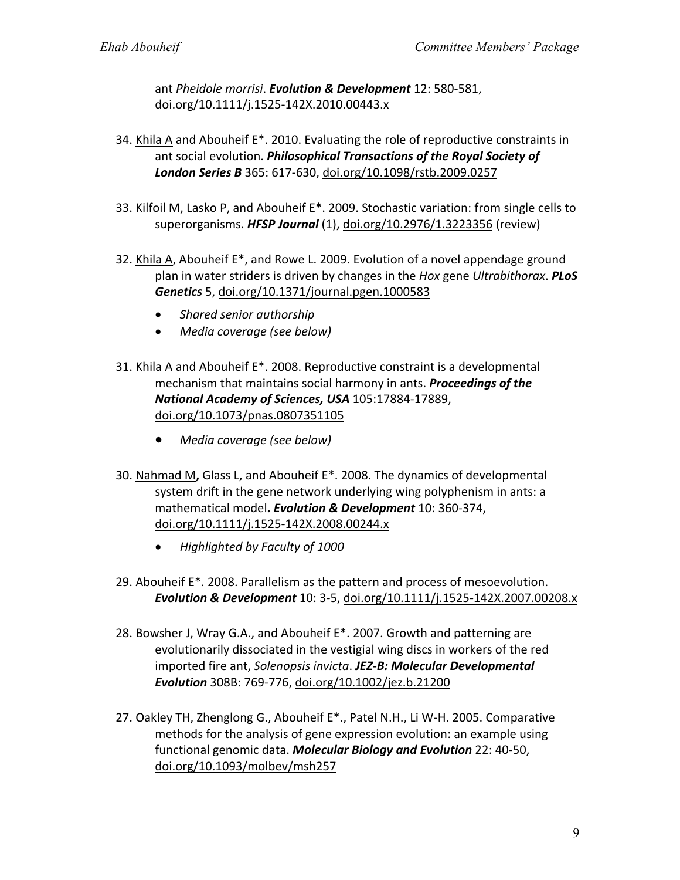ant *Pheidole morrisi*. ***Evolution & Development*** 12: 580-581, doi.org/10.1111/j.1525-142X.2010.00443.x

34. Khila A and Abouheif E*. 2010. Evaluating the role of reproductive constraints in ant social evolution. ***Philosophical Transactions of the Royal Society of London Series B*** 365: 617-630, doi.org/10.1098/rstb.2009.0257

33. Kilfoil M, Lasko P, and Abouheif E*. 2009. Stochastic variation: from single cells to superorganisms. ***HFSP Journal*** (1), doi.org/10.2976/1.3223356 (review)

32. Khila A, Abouheif E*, and Rowe L. 2009. Evolution of a novel appendage ground plan in water striders is driven by changes in the *Hox* gene *Ultrabithorax*. ***PLoS Genetics*** 5, doi.org/10.1371/journal.pgen.1000583

    - *Shared senior authorship*
    - *Media coverage (see below)*

31. Khila A and Abouheif E*. 2008. Reproductive constraint is a developmental mechanism that maintains social harmony in ants. ***Proceedings of the National Academy of Sciences, USA*** 105:17884-17889, doi.org/10.1073/pnas.0807351105

    - *Media coverage (see below)*

30. Nahmad M**,** Glass L, and Abouheif E*. 2008. The dynamics of developmental system drift in the gene network underlying wing polyphenism in ants: a mathematical model**.** ***Evolution & Development*** 10: 360-374, doi.org/10.1111/j.1525-142X.2008.00244.x

    - *Highlighted by Faculty of 1000*

29. Abouheif E*. 2008. Parallelism as the pattern and process of mesoevolution. ***Evolution & Development*** 10: 3-5, doi.org/10.1111/j.1525-142X.2007.00208.x

28. Bowsher J, Wray G.A., and Abouheif E*. 2007. Growth and patterning are evolutionarily dissociated in the vestigial wing discs in workers of the red imported fire ant, *Solenopsis invicta*. ***JEZ-B: Molecular Developmental Evolution*** 308B: 769-776, doi.org/10.1002/jez.b.21200

27. Oakley TH, Zhenglong G., Abouheif E*., Patel N.H., Li W-H. 2005. Comparative methods for the analysis of gene expression evolution: an example using functional genomic data. ***Molecular Biology and Evolution*** 22: 40-50, doi.org/10.1093/molbev/msh257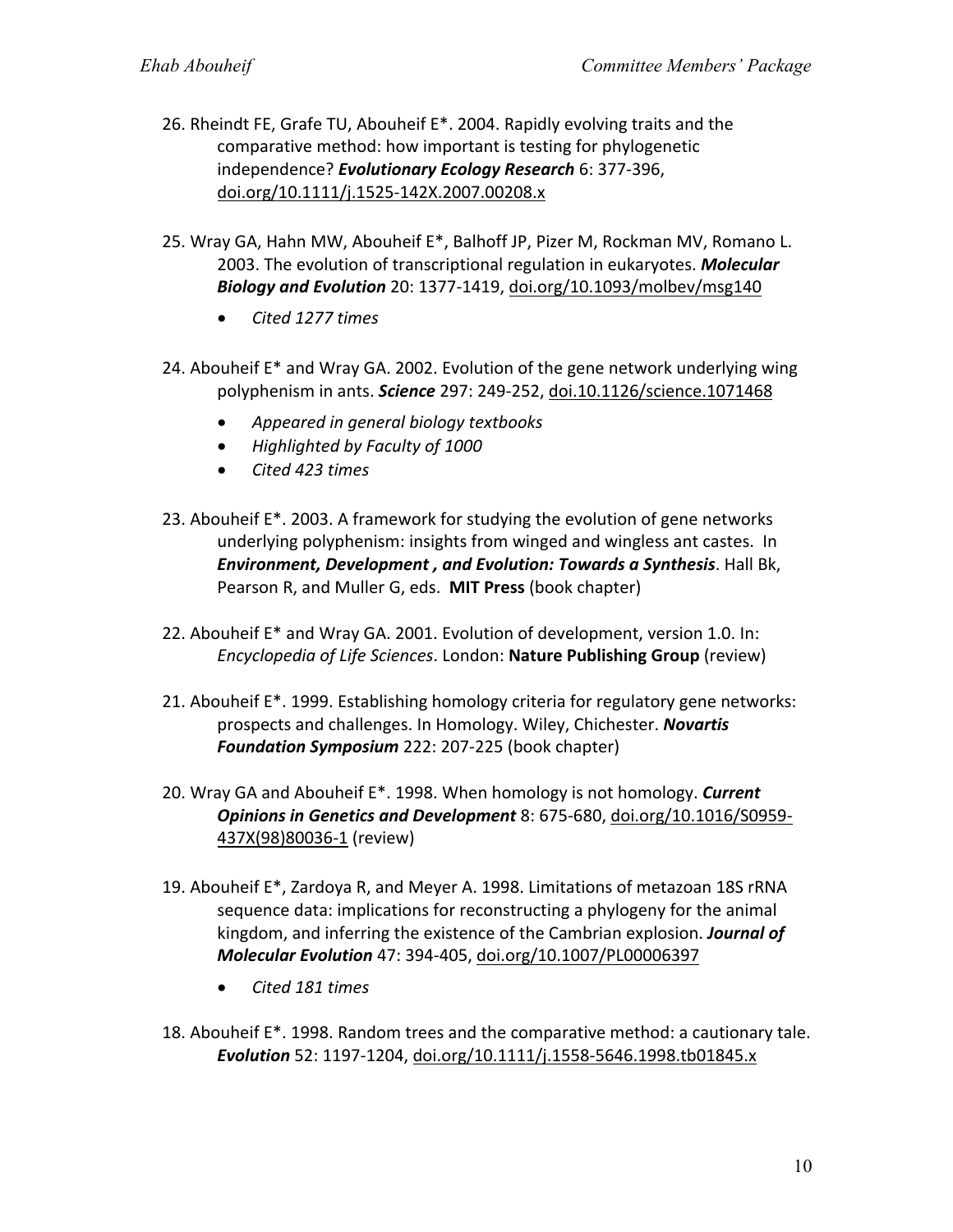26. Rheindt FE, Grafe TU, Abouheif E*. 2004. Rapidly evolving traits and the comparative method: how important is testing for phylogenetic independence? ***Evolutionary Ecology Research*** 6: 377-396, doi.org/10.1111/j.1525-142X.2007.00208.x

25. Wray GA, Hahn MW, Abouheif E*, Balhoff JP, Pizer M, Rockman MV, Romano L. 2003. The evolution of transcriptional regulation in eukaryotes. ***Molecular Biology and Evolution*** 20: 1377-1419, doi.org/10.1093/molbev/msg140

    - *Cited 1277 times*

24. Abouheif E* and Wray GA. 2002. Evolution of the gene network underlying wing polyphenism in ants. ***Science*** 297: 249-252, doi.10.1126/science.1071468

    - *Appeared in general biology textbooks*
    - *Highlighted by Faculty of 1000*
    - *Cited 423 times*

23. Abouheif E*. 2003. A framework for studying the evolution of gene networks underlying polyphenism: insights from winged and wingless ant castes. In ***Environment, Development , and Evolution: Towards a Synthesis***. Hall Bk, Pearson R, and Muller G, eds. **MIT Press** (book chapter)

22. Abouheif E* and Wray GA. 2001. Evolution of development, version 1.0. In: *Encyclopedia of Life Sciences*. London: **Nature Publishing Group** (review)

21. Abouheif E*. 1999. Establishing homology criteria for regulatory gene networks: prospects and challenges. In Homology. Wiley, Chichester. ***Novartis Foundation Symposium*** 222: 207-225 (book chapter)

20. Wray GA and Abouheif E*. 1998. When homology is not homology. ***Current Opinions in Genetics and Development*** 8: 675-680, doi.org/10.1016/S0959-437X(98)80036-1 (review)

19. Abouheif E*, Zardoya R, and Meyer A. 1998. Limitations of metazoan 18S rRNA sequence data: implications for reconstructing a phylogeny for the animal kingdom, and inferring the existence of the Cambrian explosion. ***Journal of Molecular Evolution*** 47: 394-405, doi.org/10.1007/PL00006397

    - *Cited 181 times*

18. Abouheif E*. 1998. Random trees and the comparative method: a cautionary tale. ***Evolution*** 52: 1197-1204, doi.org/10.1111/j.1558-5646.1998.tb01845.x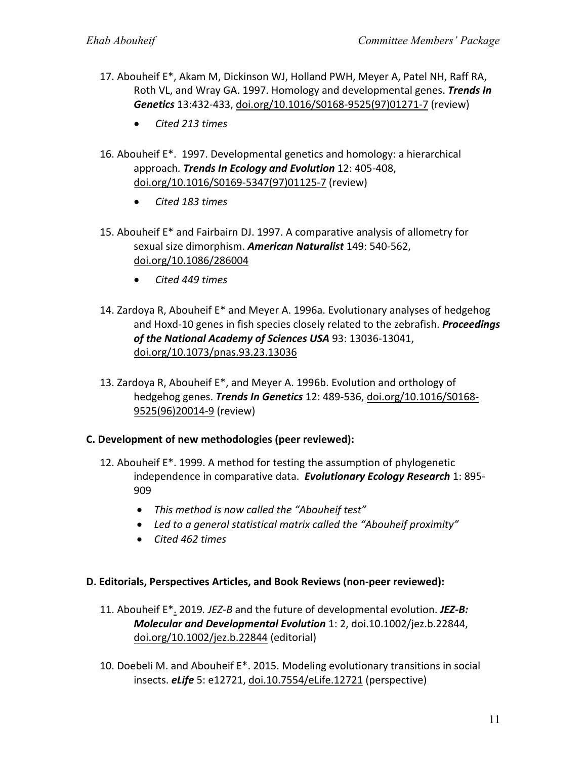17. Abouheif E*, Akam M, Dickinson WJ, Holland PWH, Meyer A, Patel NH, Raff RA, Roth VL, and Wray GA. 1997. Homology and developmental genes. ***Trends In Genetics*** 13:432-433, doi.org/10.1016/S0168-9525(97)01271-7 (review)

    - *Cited 213 times*

16. Abouheif E*. 1997. Developmental genetics and homology: a hierarchical approach. ***Trends In Ecology and Evolution*** 12: 405-408, doi.org/10.1016/S0169-5347(97)01125-7 (review)

    - *Cited 183 times*

15. Abouheif E* and Fairbairn DJ. 1997. A comparative analysis of allometry for sexual size dimorphism. ***American Naturalist*** 149: 540-562, doi.org/10.1086/286004

    - *Cited 449 times*

14. Zardoya R, Abouheif E* and Meyer A. 1996a. Evolutionary analyses of hedgehog and Hoxd-10 genes in fish species closely related to the zebrafish. ***Proceedings of the National Academy of Sciences USA*** 93: 13036-13041, doi.org/10.1073/pnas.93.23.13036

13. Zardoya R, Abouheif E*, and Meyer A. 1996b. Evolution and orthology of hedgehog genes. ***Trends In Genetics*** 12: 489-536, doi.org/10.1016/S0168-9525(96)20014-9 (review)

**C. Development of new methodologies (peer reviewed):**

12. Abouheif E*. 1999. A method for testing the assumption of phylogenetic independence in comparative data. ***Evolutionary Ecology Research*** 1: 895-909

    - *This method is now called the "Abouheif test"*
    - *Led to a general statistical matrix called the "Abouheif proximity"*
    - *Cited 462 times*

**D. Editorials, Perspectives Articles, and Book Reviews (non-peer reviewed):**

11. Abouheif E*. 2019. *JEZ-B* and the future of developmental evolution. ***JEZ-B: Molecular and Developmental Evolution*** 1: 2, doi.10.1002/jez.b.22844, doi.org/10.1002/jez.b.22844 (editorial)

10. Doebeli M. and Abouheif E*. 2015. Modeling evolutionary transitions in social insects. ***eLife*** 5: e12721, doi.10.7554/eLife.12721 (perspective)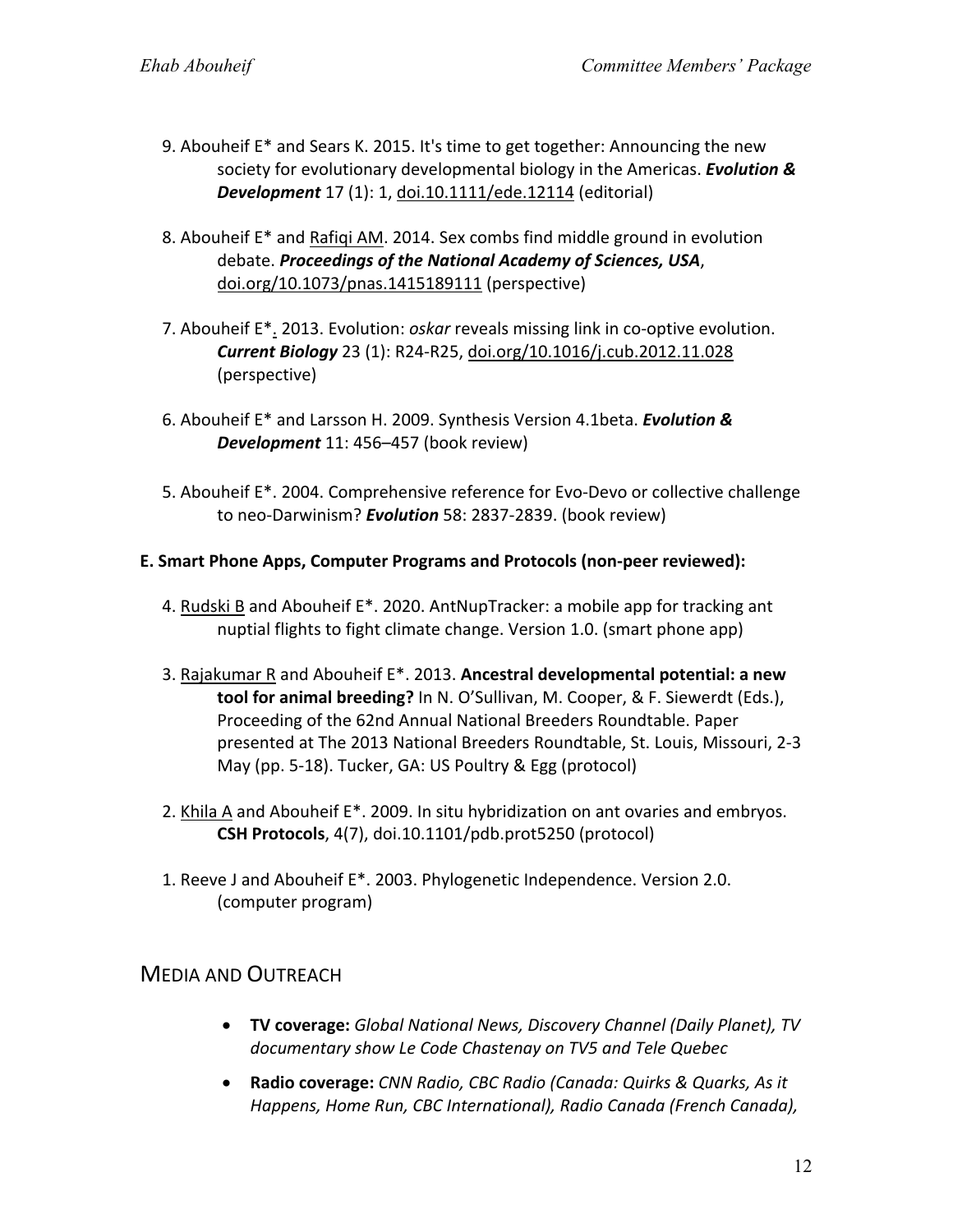9. Abouheif E* and Sears K. 2015. It's time to get together: Announcing the new society for evolutionary developmental biology in the Americas. ***Evolution & Development*** 17 (1): 1, doi.10.1111/ede.12114 (editorial)

8. Abouheif E* and Rafiqi AM. 2014. Sex combs find middle ground in evolution debate. ***Proceedings of the National Academy of Sciences, USA***, doi.org/10.1073/pnas.1415189111 (perspective)

7. Abouheif E*. 2013. Evolution: *oskar* reveals missing link in co-optive evolution. ***Current Biology*** 23 (1): R24-R25, doi.org/10.1016/j.cub.2012.11.028 (perspective)

6. Abouheif E* and Larsson H. 2009. Synthesis Version 4.1beta. ***Evolution & Development*** 11: 456–457 (book review)

5. Abouheif E*. 2004. Comprehensive reference for Evo-Devo or collective challenge to neo-Darwinism? ***Evolution*** 58: 2837-2839. (book review)

**E. Smart Phone Apps, Computer Programs and Protocols (non-peer reviewed):**

4. Rudski B and Abouheif E*. 2020. AntNupTracker: a mobile app for tracking ant nuptial flights to fight climate change. Version 1.0. (smart phone app)

3. Rajakumar R and Abouheif E*. 2013. **Ancestral developmental potential: a new tool for animal breeding?** In N. O'Sullivan, M. Cooper, & F. Siewerdt (Eds.), Proceeding of the 62nd Annual National Breeders Roundtable. Paper presented at The 2013 National Breeders Roundtable, St. Louis, Missouri, 2-3 May (pp. 5-18). Tucker, GA: US Poultry & Egg (protocol)

2. Khila A and Abouheif E*. 2009. In situ hybridization on ant ovaries and embryos. **CSH Protocols**, 4(7), doi.10.1101/pdb.prot5250 (protocol)

1. Reeve J and Abouheif E*. 2003. Phylogenetic Independence. Version 2.0. (computer program)

## Media and Outreach

- **TV coverage:** *Global National News, Discovery Channel (Daily Planet), TV documentary show Le Code Chastenay on TV5 and Tele Quebec*
- **Radio coverage:** *CNN Radio, CBC Radio (Canada: Quirks & Quarks, As it Happens, Home Run, CBC International), Radio Canada (French Canada),*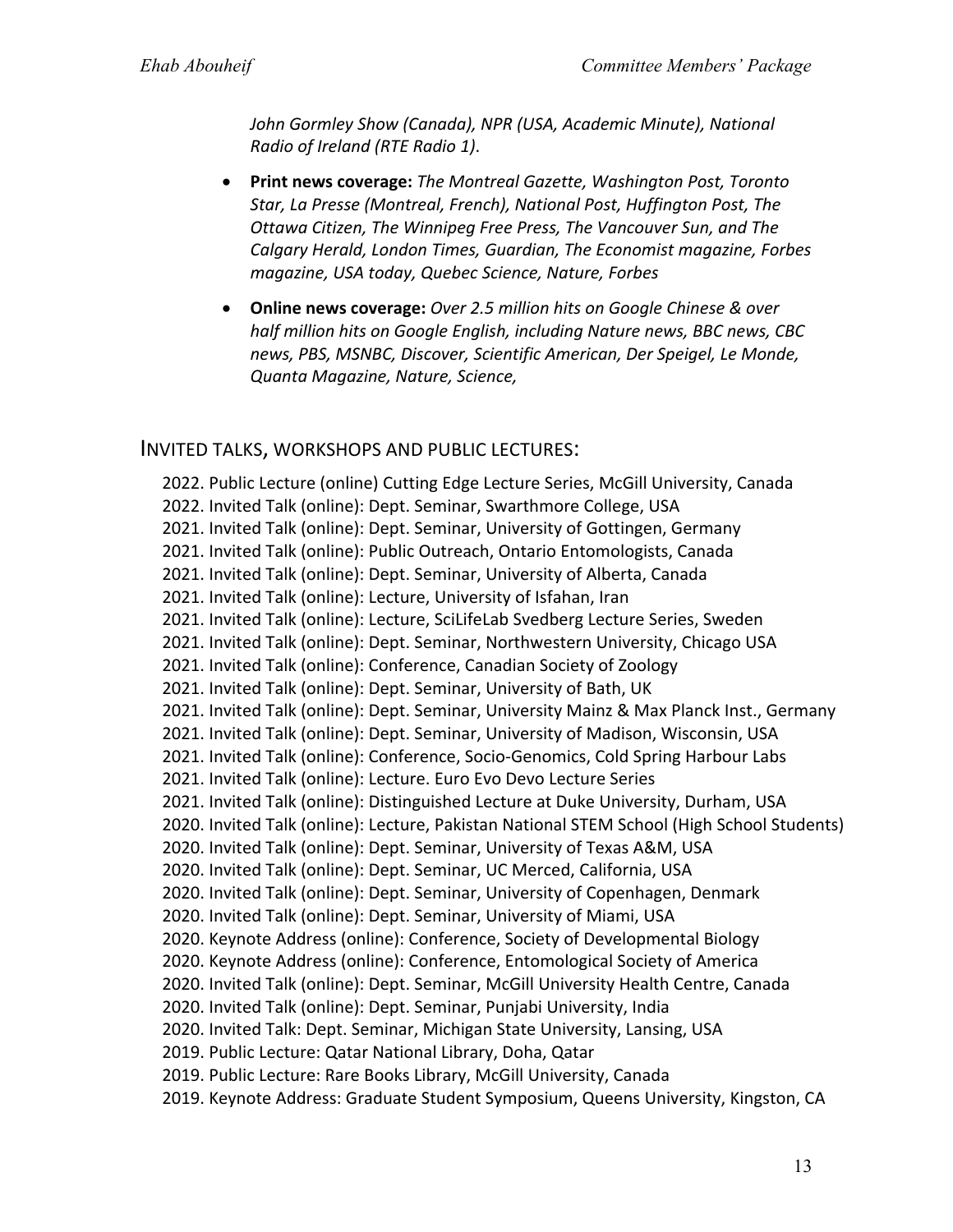*John Gormley Show (Canada), NPR (USA, Academic Minute), National Radio of Ireland (RTE Radio 1)*.

- **Print news coverage:** *The Montreal Gazette, Washington Post, Toronto Star, La Presse (Montreal, French), National Post, Huffington Post, The Ottawa Citizen, The Winnipeg Free Press, The Vancouver Sun, and The Calgary Herald, London Times, Guardian, The Economist magazine, Forbes magazine, USA today, Quebec Science, Nature, Forbes*

- **Online news coverage:** *Over 2.5 million hits on Google Chinese & over half million hits on Google English, including Nature news, BBC news, CBC news, PBS, MSNBC, Discover, Scientific American, Der Speigel, Le Monde, Quanta Magazine, Nature, Science,*

## INVITED TALKS, WORKSHOPS AND PUBLIC LECTURES:

2022. Public Lecture (online) Cutting Edge Lecture Series, McGill University, Canada
2022. Invited Talk (online): Dept. Seminar, Swarthmore College, USA
2021. Invited Talk (online): Dept. Seminar, University of Gottingen, Germany
2021. Invited Talk (online): Public Outreach, Ontario Entomologists, Canada
2021. Invited Talk (online): Dept. Seminar, University of Alberta, Canada
2021. Invited Talk (online): Lecture, University of Isfahan, Iran
2021. Invited Talk (online): Lecture, SciLifeLab Svedberg Lecture Series, Sweden
2021. Invited Talk (online): Dept. Seminar, Northwestern University, Chicago USA
2021. Invited Talk (online): Conference, Canadian Society of Zoology
2021. Invited Talk (online): Dept. Seminar, University of Bath, UK
2021. Invited Talk (online): Dept. Seminar, University Mainz & Max Planck Inst., Germany
2021. Invited Talk (online): Dept. Seminar, University of Madison, Wisconsin, USA
2021. Invited Talk (online): Conference, Socio-Genomics, Cold Spring Harbour Labs
2021. Invited Talk (online): Lecture. Euro Evo Devo Lecture Series
2021. Invited Talk (online): Distinguished Lecture at Duke University, Durham, USA
2020. Invited Talk (online): Lecture, Pakistan National STEM School (High School Students)
2020. Invited Talk (online): Dept. Seminar, University of Texas A&M, USA
2020. Invited Talk (online): Dept. Seminar, UC Merced, California, USA
2020. Invited Talk (online): Dept. Seminar, University of Copenhagen, Denmark
2020. Invited Talk (online): Dept. Seminar, University of Miami, USA
2020. Keynote Address (online): Conference, Society of Developmental Biology
2020. Keynote Address (online): Conference, Entomological Society of America
2020. Invited Talk (online): Dept. Seminar, McGill University Health Centre, Canada
2020. Invited Talk (online): Dept. Seminar, Punjabi University, India
2020. Invited Talk: Dept. Seminar, Michigan State University, Lansing, USA
2019. Public Lecture: Qatar National Library, Doha, Qatar
2019. Public Lecture: Rare Books Library, McGill University, Canada
2019. Keynote Address: Graduate Student Symposium, Queens University, Kingston, CA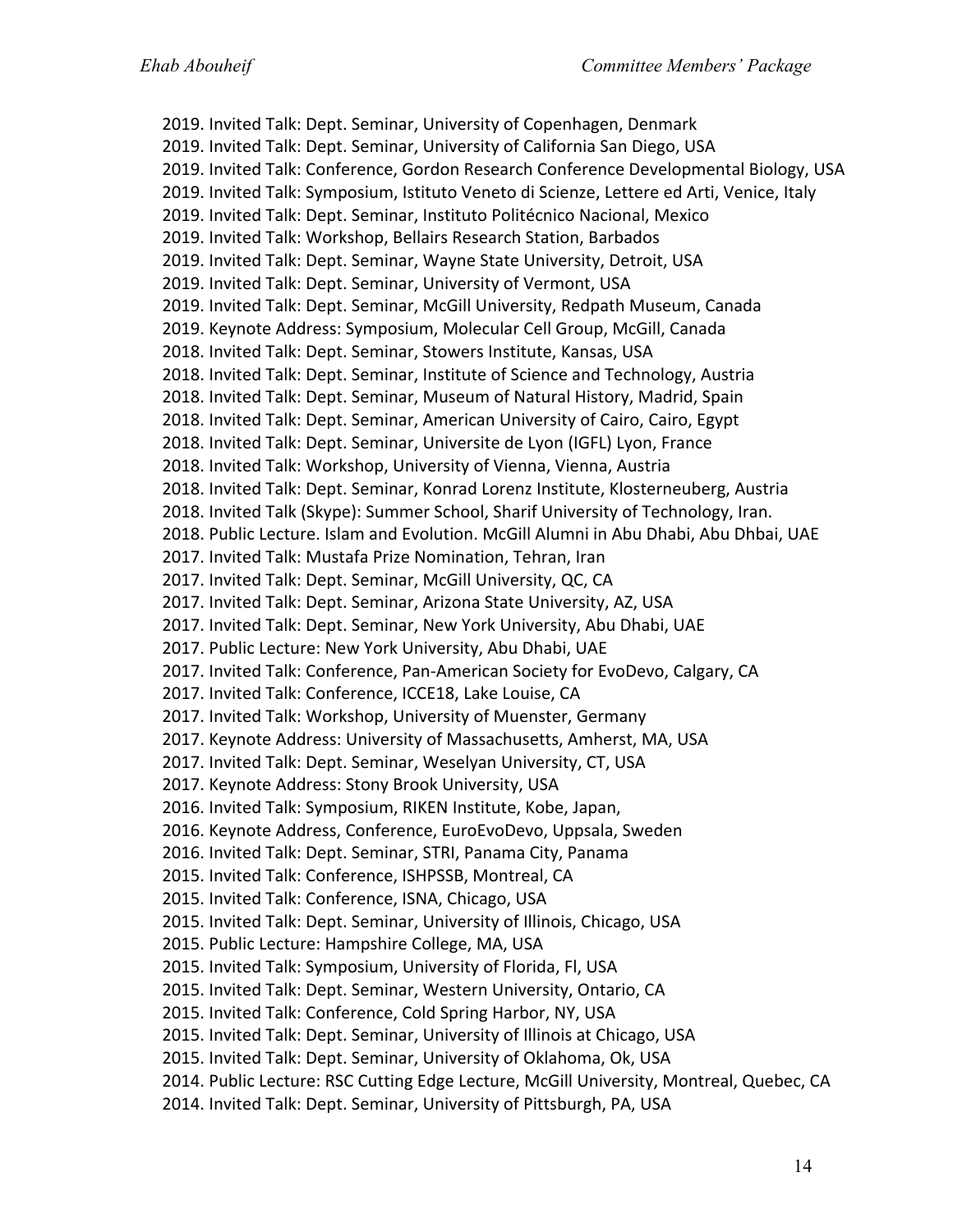2019. Invited Talk: Dept. Seminar, University of Copenhagen, Denmark
2019. Invited Talk: Dept. Seminar, University of California San Diego, USA
2019. Invited Talk: Conference, Gordon Research Conference Developmental Biology, USA
2019. Invited Talk: Symposium, Istituto Veneto di Scienze, Lettere ed Arti, Venice, Italy
2019. Invited Talk: Dept. Seminar, Instituto Politécnico Nacional, Mexico
2019. Invited Talk: Workshop, Bellairs Research Station, Barbados
2019. Invited Talk: Dept. Seminar, Wayne State University, Detroit, USA
2019. Invited Talk: Dept. Seminar, University of Vermont, USA
2019. Invited Talk: Dept. Seminar, McGill University, Redpath Museum, Canada
2019. Keynote Address: Symposium, Molecular Cell Group, McGill, Canada
2018. Invited Talk: Dept. Seminar, Stowers Institute, Kansas, USA
2018. Invited Talk: Dept. Seminar, Institute of Science and Technology, Austria
2018. Invited Talk: Dept. Seminar, Museum of Natural History, Madrid, Spain
2018. Invited Talk: Dept. Seminar, American University of Cairo, Cairo, Egypt
2018. Invited Talk: Dept. Seminar, Universite de Lyon (IGFL) Lyon, France
2018. Invited Talk: Workshop, University of Vienna, Vienna, Austria
2018. Invited Talk: Dept. Seminar, Konrad Lorenz Institute, Klosterneuberg, Austria
2018. Invited Talk (Skype): Summer School, Sharif University of Technology, Iran.
2018. Public Lecture. Islam and Evolution. McGill Alumni in Abu Dhabi, Abu Dhbai, UAE
2017. Invited Talk: Mustafa Prize Nomination, Tehran, Iran
2017. Invited Talk: Dept. Seminar, McGill University, QC, CA
2017. Invited Talk: Dept. Seminar, Arizona State University, AZ, USA
2017. Invited Talk: Dept. Seminar, New York University, Abu Dhabi, UAE
2017. Public Lecture: New York University, Abu Dhabi, UAE
2017. Invited Talk: Conference, Pan-American Society for EvoDevo, Calgary, CA
2017. Invited Talk: Conference, ICCE18, Lake Louise, CA
2017. Invited Talk: Workshop, University of Muenster, Germany
2017. Keynote Address: University of Massachusetts, Amherst, MA, USA
2017. Invited Talk: Dept. Seminar, Weselyan University, CT, USA
2017. Keynote Address: Stony Brook University, USA
2016. Invited Talk: Symposium, RIKEN Institute, Kobe, Japan,
2016. Keynote Address, Conference, EuroEvoDevo, Uppsala, Sweden
2016. Invited Talk: Dept. Seminar, STRI, Panama City, Panama
2015. Invited Talk: Conference, ISHPSSB, Montreal, CA
2015. Invited Talk: Conference, ISNA, Chicago, USA
2015. Invited Talk: Dept. Seminar, University of Illinois, Chicago, USA
2015. Public Lecture: Hampshire College, MA, USA
2015. Invited Talk: Symposium, University of Florida, Fl, USA
2015. Invited Talk: Dept. Seminar, Western University, Ontario, CA
2015. Invited Talk: Conference, Cold Spring Harbor, NY, USA
2015. Invited Talk: Dept. Seminar, University of Illinois at Chicago, USA
2015. Invited Talk: Dept. Seminar, University of Oklahoma, Ok, USA
2014. Public Lecture: RSC Cutting Edge Lecture, McGill University, Montreal, Quebec, CA
2014. Invited Talk: Dept. Seminar, University of Pittsburgh, PA, USA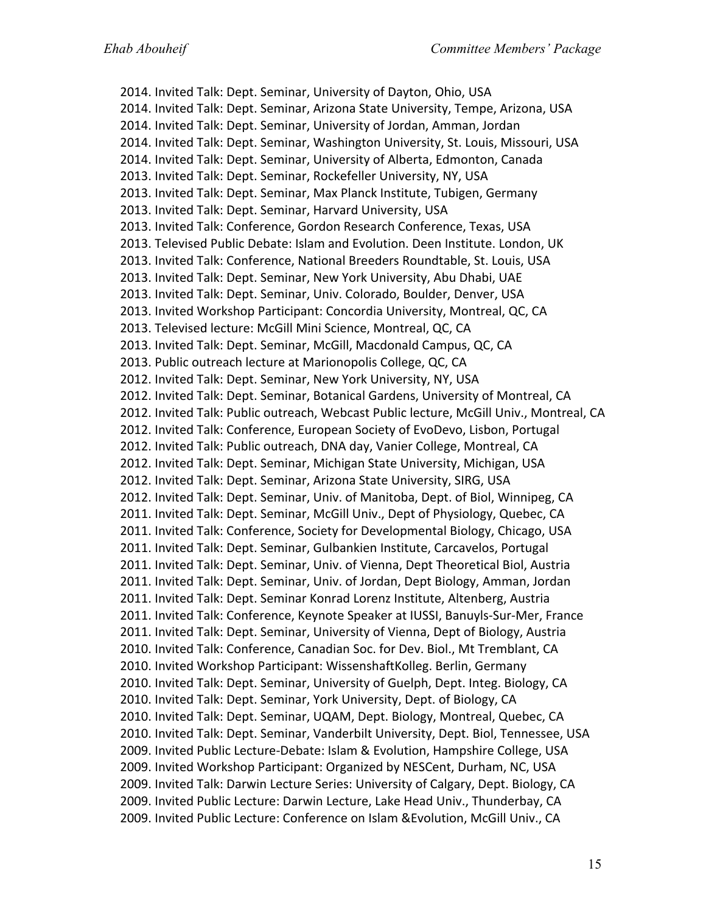2014. Invited Talk: Dept. Seminar, University of Dayton, Ohio, USA
2014. Invited Talk: Dept. Seminar, Arizona State University, Tempe, Arizona, USA
2014. Invited Talk: Dept. Seminar, University of Jordan, Amman, Jordan
2014. Invited Talk: Dept. Seminar, Washington University, St. Louis, Missouri, USA
2014. Invited Talk: Dept. Seminar, University of Alberta, Edmonton, Canada
2013. Invited Talk: Dept. Seminar, Rockefeller University, NY, USA
2013. Invited Talk: Dept. Seminar, Max Planck Institute, Tubigen, Germany
2013. Invited Talk: Dept. Seminar, Harvard University, USA
2013. Invited Talk: Conference, Gordon Research Conference, Texas, USA
2013. Televised Public Debate: Islam and Evolution. Deen Institute. London, UK
2013. Invited Talk: Conference, National Breeders Roundtable, St. Louis, USA
2013. Invited Talk: Dept. Seminar, New York University, Abu Dhabi, UAE
2013. Invited Talk: Dept. Seminar, Univ. Colorado, Boulder, Denver, USA
2013. Invited Workshop Participant: Concordia University, Montreal, QC, CA
2013. Televised lecture: McGill Mini Science, Montreal, QC, CA
2013. Invited Talk: Dept. Seminar, McGill, Macdonald Campus, QC, CA
2013. Public outreach lecture at Marionopolis College, QC, CA
2012. Invited Talk: Dept. Seminar, New York University, NY, USA
2012. Invited Talk: Dept. Seminar, Botanical Gardens, University of Montreal, CA
2012. Invited Talk: Public outreach, Webcast Public lecture, McGill Univ., Montreal, CA
2012. Invited Talk: Conference, European Society of EvoDevo, Lisbon, Portugal
2012. Invited Talk: Public outreach, DNA day, Vanier College, Montreal, CA
2012. Invited Talk: Dept. Seminar, Michigan State University, Michigan, USA
2012. Invited Talk: Dept. Seminar, Arizona State University, SIRG, USA
2012. Invited Talk: Dept. Seminar, Univ. of Manitoba, Dept. of Biol, Winnipeg, CA
2011. Invited Talk: Dept. Seminar, McGill Univ., Dept of Physiology, Quebec, CA
2011. Invited Talk: Conference, Society for Developmental Biology, Chicago, USA
2011. Invited Talk: Dept. Seminar, Gulbankien Institute, Carcavelos, Portugal
2011. Invited Talk: Dept. Seminar, Univ. of Vienna, Dept Theoretical Biol, Austria
2011. Invited Talk: Dept. Seminar, Univ. of Jordan, Dept Biology, Amman, Jordan
2011. Invited Talk: Dept. Seminar Konrad Lorenz Institute, Altenberg, Austria
2011. Invited Talk: Conference, Keynote Speaker at IUSSI, Banuyls-Sur-Mer, France
2011. Invited Talk: Dept. Seminar, University of Vienna, Dept of Biology, Austria
2010. Invited Talk: Conference, Canadian Soc. for Dev. Biol., Mt Tremblant, CA
2010. Invited Workshop Participant: WissenshaftKolleg. Berlin, Germany
2010. Invited Talk: Dept. Seminar, University of Guelph, Dept. Integ. Biology, CA
2010. Invited Talk: Dept. Seminar, York University, Dept. of Biology, CA
2010. Invited Talk: Dept. Seminar, UQAM, Dept. Biology, Montreal, Quebec, CA
2010. Invited Talk: Dept. Seminar, Vanderbilt University, Dept. Biol, Tennessee, USA
2009. Invited Public Lecture-Debate: Islam & Evolution, Hampshire College, USA
2009. Invited Workshop Participant: Organized by NESCent, Durham, NC, USA
2009. Invited Talk: Darwin Lecture Series: University of Calgary, Dept. Biology, CA
2009. Invited Public Lecture: Darwin Lecture, Lake Head Univ., Thunderbay, CA
2009. Invited Public Lecture: Conference on Islam &Evolution, McGill Univ., CA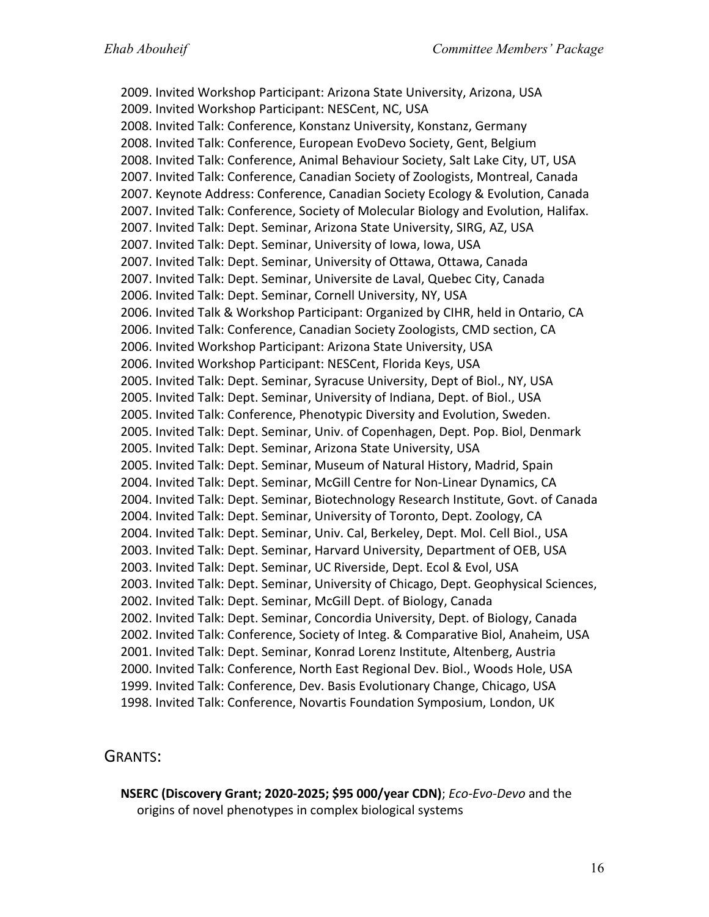2009. Invited Workshop Participant: Arizona State University, Arizona, USA
2009. Invited Workshop Participant: NESCent, NC, USA
2008. Invited Talk: Conference, Konstanz University, Konstanz, Germany
2008. Invited Talk: Conference, European EvoDevo Society, Gent, Belgium
2008. Invited Talk: Conference, Animal Behaviour Society, Salt Lake City, UT, USA
2007. Invited Talk: Conference, Canadian Society of Zoologists, Montreal, Canada
2007. Keynote Address: Conference, Canadian Society Ecology & Evolution, Canada
2007. Invited Talk: Conference, Society of Molecular Biology and Evolution, Halifax.
2007. Invited Talk: Dept. Seminar, Arizona State University, SIRG, AZ, USA
2007. Invited Talk: Dept. Seminar, University of Iowa, Iowa, USA
2007. Invited Talk: Dept. Seminar, University of Ottawa, Ottawa, Canada
2007. Invited Talk: Dept. Seminar, Universite de Laval, Quebec City, Canada
2006. Invited Talk: Dept. Seminar, Cornell University, NY, USA
2006. Invited Talk & Workshop Participant: Organized by CIHR, held in Ontario, CA
2006. Invited Talk: Conference, Canadian Society Zoologists, CMD section, CA
2006. Invited Workshop Participant: Arizona State University, USA
2006. Invited Workshop Participant: NESCent, Florida Keys, USA
2005. Invited Talk: Dept. Seminar, Syracuse University, Dept of Biol., NY, USA
2005. Invited Talk: Dept. Seminar, University of Indiana, Dept. of Biol., USA
2005. Invited Talk: Conference, Phenotypic Diversity and Evolution, Sweden.
2005. Invited Talk: Dept. Seminar, Univ. of Copenhagen, Dept. Pop. Biol, Denmark
2005. Invited Talk: Dept. Seminar, Arizona State University, USA
2005. Invited Talk: Dept. Seminar, Museum of Natural History, Madrid, Spain
2004. Invited Talk: Dept. Seminar, McGill Centre for Non-Linear Dynamics, CA
2004. Invited Talk: Dept. Seminar, Biotechnology Research Institute, Govt. of Canada
2004. Invited Talk: Dept. Seminar, University of Toronto, Dept. Zoology, CA
2004. Invited Talk: Dept. Seminar, Univ. Cal, Berkeley, Dept. Mol. Cell Biol., USA
2003. Invited Talk: Dept. Seminar, Harvard University, Department of OEB, USA
2003. Invited Talk: Dept. Seminar, UC Riverside, Dept. Ecol & Evol, USA
2003. Invited Talk: Dept. Seminar, University of Chicago, Dept. Geophysical Sciences,
2002. Invited Talk: Dept. Seminar, McGill Dept. of Biology, Canada
2002. Invited Talk: Dept. Seminar, Concordia University, Dept. of Biology, Canada
2002. Invited Talk: Conference, Society of Integ. & Comparative Biol, Anaheim, USA
2001. Invited Talk: Dept. Seminar, Konrad Lorenz Institute, Altenberg, Austria
2000. Invited Talk: Conference, North East Regional Dev. Biol., Woods Hole, USA
1999. Invited Talk: Conference, Dev. Basis Evolutionary Change, Chicago, USA
1998. Invited Talk: Conference, Novartis Foundation Symposium, London, UK

## GRANTS:

**NSERC (Discovery Grant; 2020-2025; $95 000/year CDN)**; *Eco-Evo-Devo* and the origins of novel phenotypes in complex biological systems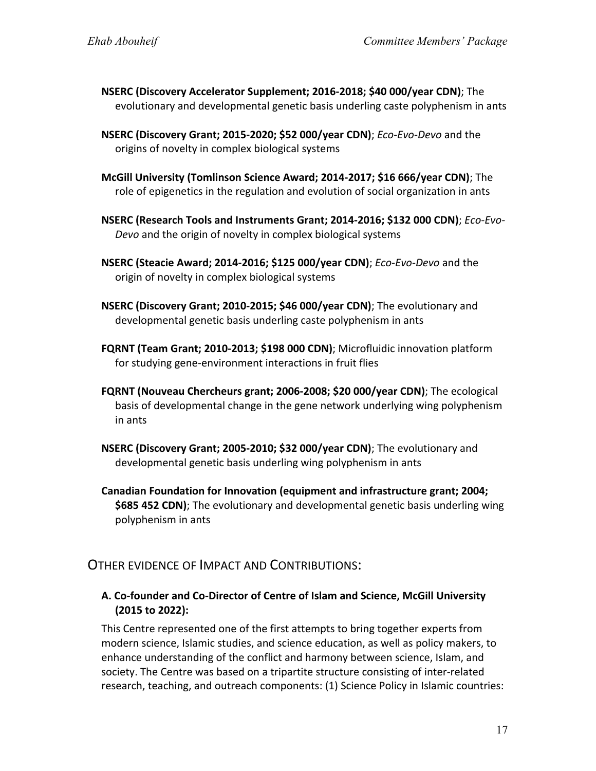**NSERC (Discovery Accelerator Supplement; 2016-2018; $40 000/year CDN)**; The evolutionary and developmental genetic basis underling caste polyphenism in ants

**NSERC (Discovery Grant; 2015-2020; $52 000/year CDN)**; *Eco-Evo-Devo* and the origins of novelty in complex biological systems

**McGill University (Tomlinson Science Award; 2014-2017; $16 666/year CDN)**; The role of epigenetics in the regulation and evolution of social organization in ants

**NSERC (Research Tools and Instruments Grant; 2014-2016; $132 000 CDN)**; *Eco-Evo-Devo* and the origin of novelty in complex biological systems

**NSERC (Steacie Award; 2014-2016; $125 000/year CDN)**; *Eco-Evo-Devo* and the origin of novelty in complex biological systems

**NSERC (Discovery Grant; 2010-2015; $46 000/year CDN)**; The evolutionary and developmental genetic basis underling caste polyphenism in ants

**FQRNT (Team Grant; 2010-2013; $198 000 CDN)**; Microfluidic innovation platform for studying gene-environment interactions in fruit flies

**FQRNT (Nouveau Chercheurs grant; 2006-2008; $20 000/year CDN)**; The ecological basis of developmental change in the gene network underlying wing polyphenism in ants

**NSERC (Discovery Grant; 2005-2010; $32 000/year CDN)**; The evolutionary and developmental genetic basis underling wing polyphenism in ants

**Canadian Foundation for Innovation (equipment and infrastructure grant; 2004; $685 452 CDN)**; The evolutionary and developmental genetic basis underling wing polyphenism in ants

## OTHER EVIDENCE OF IMPACT AND CONTRIBUTIONS:

### A. Co-founder and Co-Director of Centre of Islam and Science, McGill University (2015 to 2022):

This Centre represented one of the first attempts to bring together experts from modern science, Islamic studies, and science education, as well as policy makers, to enhance understanding of the conflict and harmony between science, Islam, and society. The Centre was based on a tripartite structure consisting of inter-related research, teaching, and outreach components: (1) Science Policy in Islamic countries: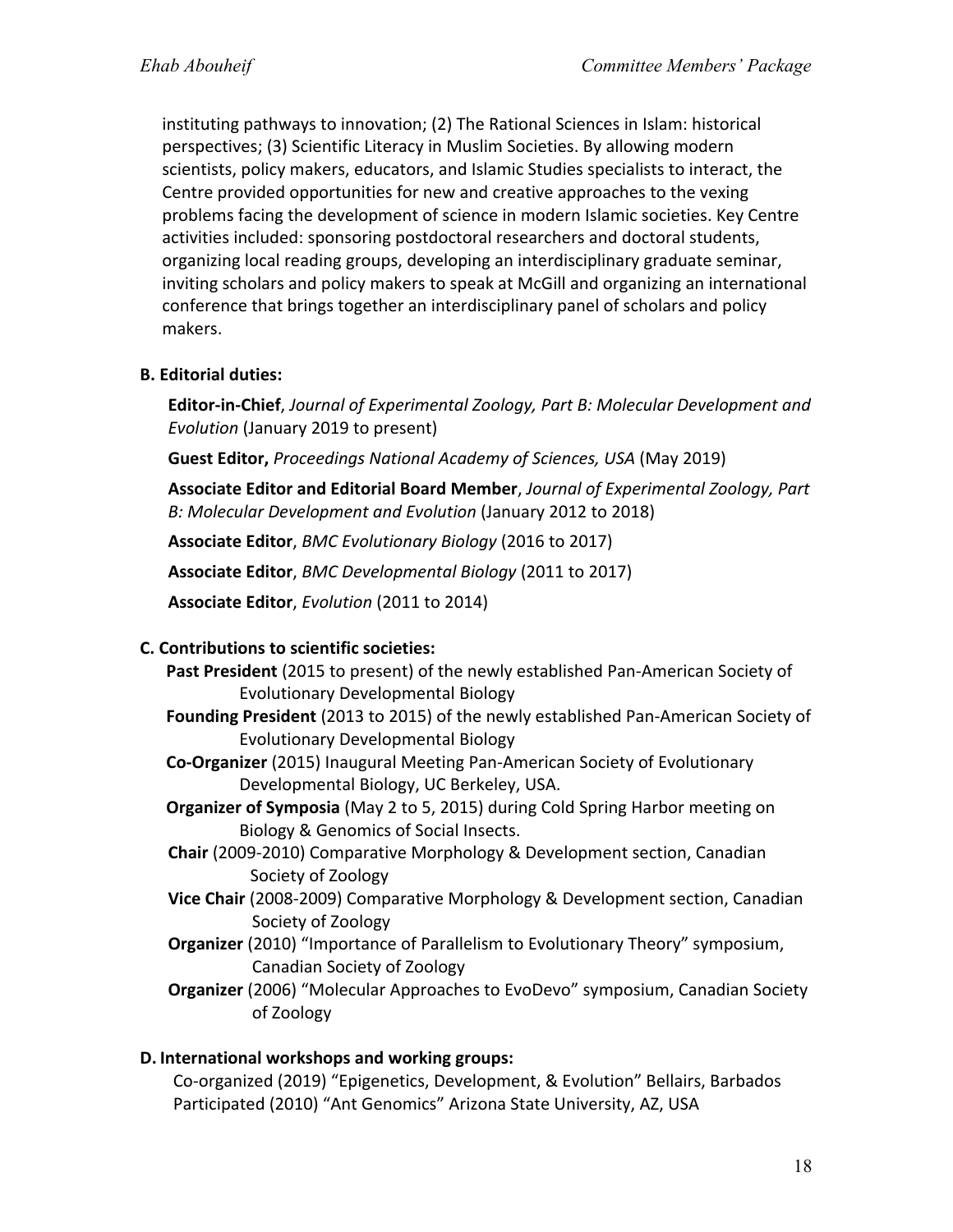instituting pathways to innovation; (2) The Rational Sciences in Islam: historical perspectives; (3) Scientific Literacy in Muslim Societies. By allowing modern scientists, policy makers, educators, and Islamic Studies specialists to interact, the Centre provided opportunities for new and creative approaches to the vexing problems facing the development of science in modern Islamic societies. Key Centre activities included: sponsoring postdoctoral researchers and doctoral students, organizing local reading groups, developing an interdisciplinary graduate seminar, inviting scholars and policy makers to speak at McGill and organizing an international conference that brings together an interdisciplinary panel of scholars and policy makers.

**B. Editorial duties:**

**Editor-in-Chief**, *Journal of Experimental Zoology, Part B: Molecular Development and Evolution* (January 2019 to present)

**Guest Editor,** *Proceedings National Academy of Sciences, USA* (May 2019)

**Associate Editor and Editorial Board Member**, *Journal of Experimental Zoology, Part B: Molecular Development and Evolution* (January 2012 to 2018)

**Associate Editor**, *BMC Evolutionary Biology* (2016 to 2017)

**Associate Editor**, *BMC Developmental Biology* (2011 to 2017)

**Associate Editor**, *Evolution* (2011 to 2014)

**C. Contributions to scientific societies:**

**Past President** (2015 to present) of the newly established Pan-American Society of Evolutionary Developmental Biology

**Founding President** (2013 to 2015) of the newly established Pan-American Society of Evolutionary Developmental Biology

**Co-Organizer** (2015) Inaugural Meeting Pan-American Society of Evolutionary Developmental Biology, UC Berkeley, USA.

**Organizer of Symposia** (May 2 to 5, 2015) during Cold Spring Harbor meeting on Biology & Genomics of Social Insects.

**Chair** (2009-2010) Comparative Morphology & Development section, Canadian Society of Zoology

**Vice Chair** (2008-2009) Comparative Morphology & Development section, Canadian Society of Zoology

**Organizer** (2010) “Importance of Parallelism to Evolutionary Theory” symposium, Canadian Society of Zoology

**Organizer** (2006) “Molecular Approaches to EvoDevo” symposium, Canadian Society of Zoology

**D. International workshops and working groups:**

Co-organized (2019) “Epigenetics, Development, & Evolution” Bellairs, Barbados

Participated (2010) “Ant Genomics” Arizona State University, AZ, USA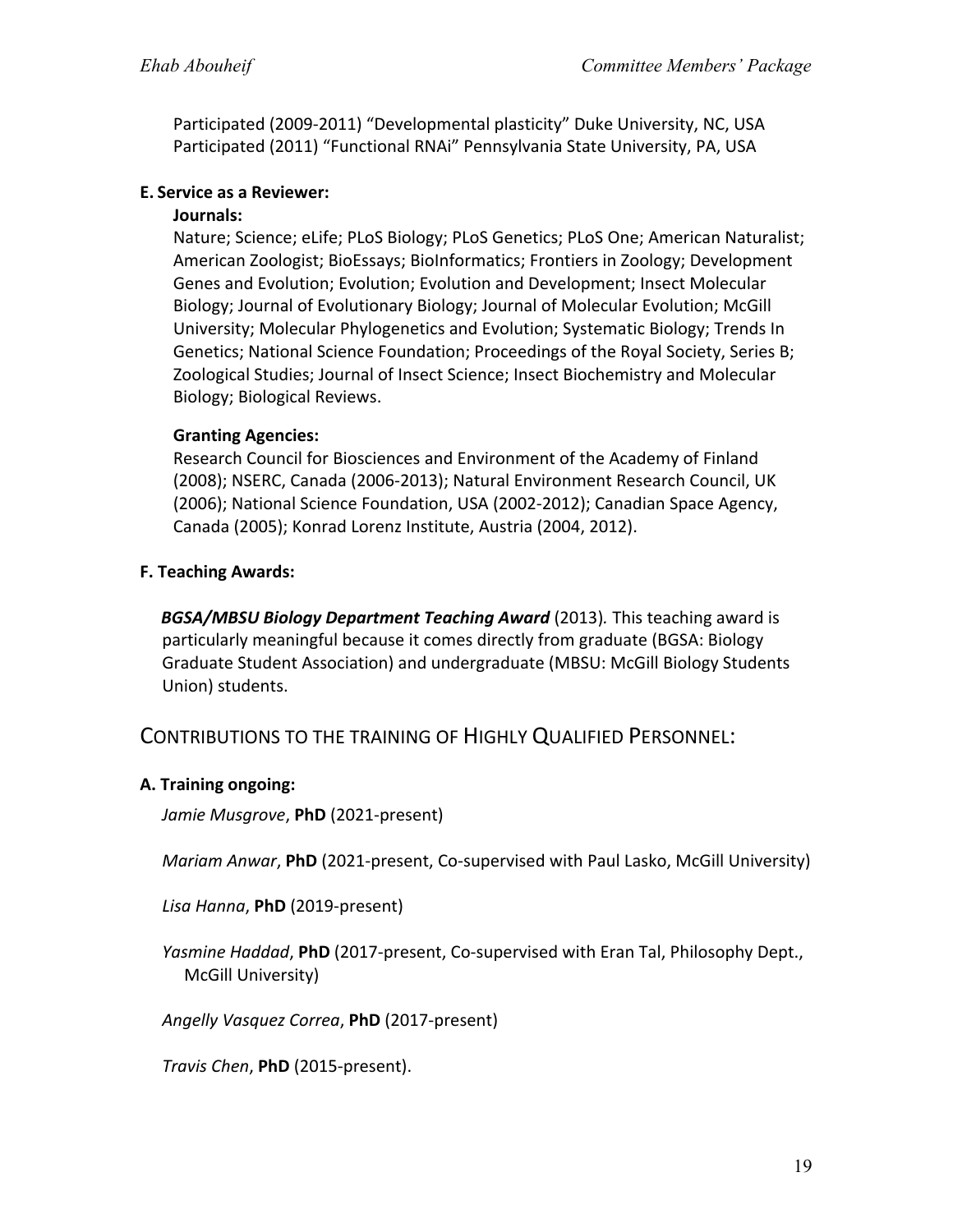Participated (2009-2011) "Developmental plasticity" Duke University, NC, USA
Participated (2011) "Functional RNAi" Pennsylvania State University, PA, USA

**E. Service as a Reviewer:**

**Journals:**

Nature; Science; eLife; PLoS Biology; PLoS Genetics; PLoS One; American Naturalist; American Zoologist; BioEssays; BioInformatics; Frontiers in Zoology; Development Genes and Evolution; Evolution; Evolution and Development; Insect Molecular Biology; Journal of Evolutionary Biology; Journal of Molecular Evolution; McGill University; Molecular Phylogenetics and Evolution; Systematic Biology; Trends In Genetics; National Science Foundation; Proceedings of the Royal Society, Series B; Zoological Studies; Journal of Insect Science; Insect Biochemistry and Molecular Biology; Biological Reviews.

**Granting Agencies:**

Research Council for Biosciences and Environment of the Academy of Finland (2008); NSERC, Canada (2006-2013); Natural Environment Research Council, UK (2006); National Science Foundation, USA (2002-2012); Canadian Space Agency, Canada (2005); Konrad Lorenz Institute, Austria (2004, 2012).

**F. Teaching Awards:**

***BGSA/MBSU Biology Department Teaching Award*** (2013). This teaching award is particularly meaningful because it comes directly from graduate (BGSA: Biology Graduate Student Association) and undergraduate (MBSU: McGill Biology Students Union) students.

## CONTRIBUTIONS TO THE TRAINING OF HIGHLY QUALIFIED PERSONNEL:

**A. Training ongoing:**

*Jamie Musgrove*, **PhD** (2021-present)

*Mariam Anwar*, **PhD** (2021-present, Co-supervised with Paul Lasko, McGill University)

*Lisa Hanna*, **PhD** (2019-present)

*Yasmine Haddad*, **PhD** (2017-present, Co-supervised with Eran Tal, Philosophy Dept., McGill University)

*Angelly Vasquez Correa*, **PhD** (2017-present)

*Travis Chen*, **PhD** (2015-present).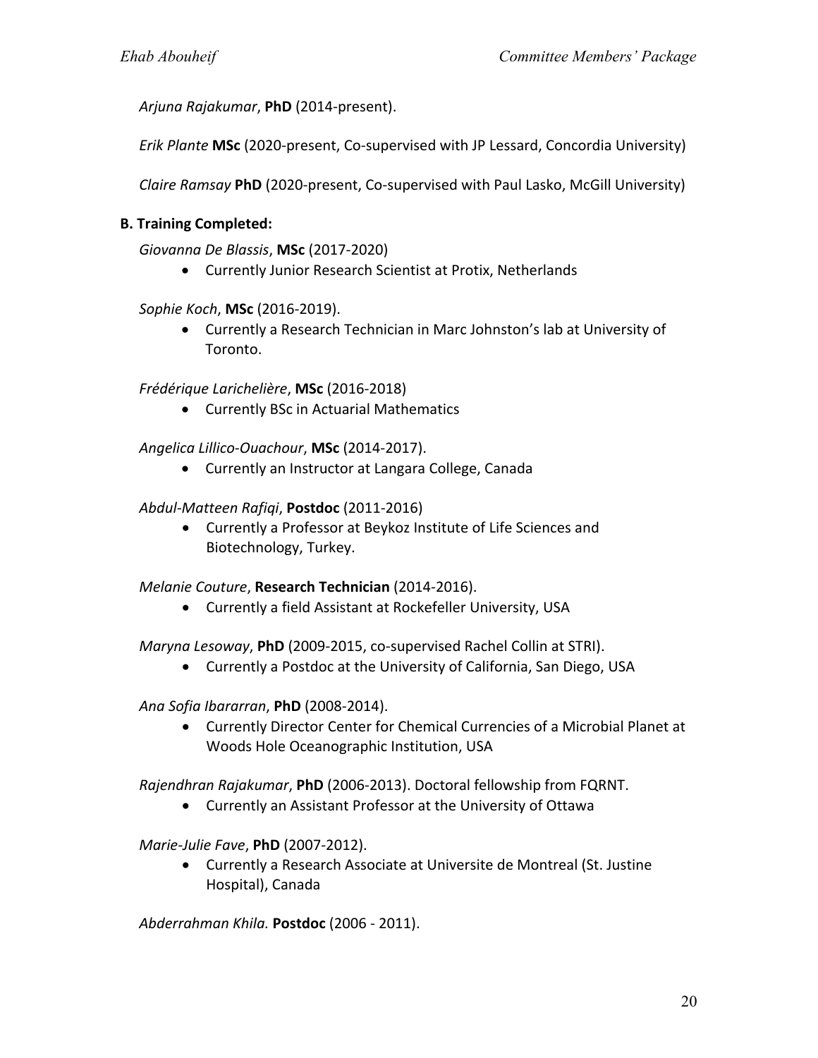*Arjuna Rajakumar*, **PhD** (2014-present).

*Erik Plante* **MSc** (2020-present, Co-supervised with JP Lessard, Concordia University)

*Claire Ramsay* **PhD** (2020-present, Co-supervised with Paul Lasko, McGill University)

**B. Training Completed:**

*Giovanna De Blassis*, **MSc** (2017-2020)

- Currently Junior Research Scientist at Protix, Netherlands

*Sophie Koch*, **MSc** (2016-2019).

- Currently a Research Technician in Marc Johnston's lab at University of Toronto.

*Frédérique Larichelière*, **MSc** (2016-2018)

- Currently BSc in Actuarial Mathematics

*Angelica Lillico-Ouachour*, **MSc** (2014-2017).

- Currently an Instructor at Langara College, Canada

*Abdul-Matteen Rafiqi*, **Postdoc** (2011-2016)

- Currently a Professor at Beykoz Institute of Life Sciences and Biotechnology, Turkey.

*Melanie Couture*, **Research Technician** (2014-2016).

- Currently a field Assistant at Rockefeller University, USA

*Maryna Lesoway*, **PhD** (2009-2015, co-supervised Rachel Collin at STRI).

- Currently a Postdoc at the University of California, San Diego, USA

*Ana Sofia Ibararran*, **PhD** (2008-2014).

- Currently Director Center for Chemical Currencies of a Microbial Planet at Woods Hole Oceanographic Institution, USA

*Rajendhran Rajakumar*, **PhD** (2006-2013). Doctoral fellowship from FQRNT.

- Currently an Assistant Professor at the University of Ottawa

*Marie-Julie Fave*, **PhD** (2007-2012).

- Currently a Research Associate at Universite de Montreal (St. Justine Hospital), Canada

*Abderrahman Khila.* **Postdoc** (2006 - 2011).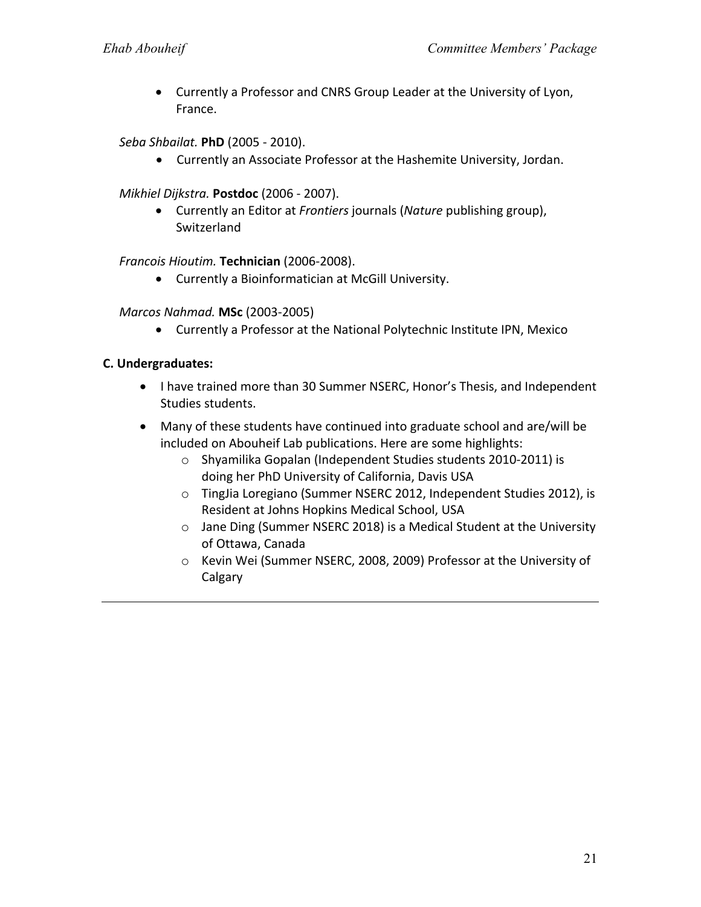- Currently a Professor and CNRS Group Leader at the University of Lyon, France.

*Seba Shbailat.* **PhD** (2005 - 2010).

- Currently an Associate Professor at the Hashemite University, Jordan.

*Mikhiel Dijkstra.* **Postdoc** (2006 - 2007).

- Currently an Editor at *Frontiers* journals (*Nature* publishing group), Switzerland

*Francois Hioutim.* **Technician** (2006-2008).

- Currently a Bioinformatician at McGill University.

*Marcos Nahmad.* **MSc** (2003-2005)

- Currently a Professor at the National Polytechnic Institute IPN, Mexico

**C. Undergraduates:**

- I have trained more than 30 Summer NSERC, Honor's Thesis, and Independent Studies students.
- Many of these students have continued into graduate school and are/will be included on Abouheif Lab publications. Here are some highlights:
  - Shyamilika Gopalan (Independent Studies students 2010-2011) is doing her PhD University of California, Davis USA
  - TingJia Loregiano (Summer NSERC 2012, Independent Studies 2012), is Resident at Johns Hopkins Medical School, USA
  - Jane Ding (Summer NSERC 2018) is a Medical Student at the University of Ottawa, Canada
  - Kevin Wei (Summer NSERC, 2008, 2009) Professor at the University of Calgary